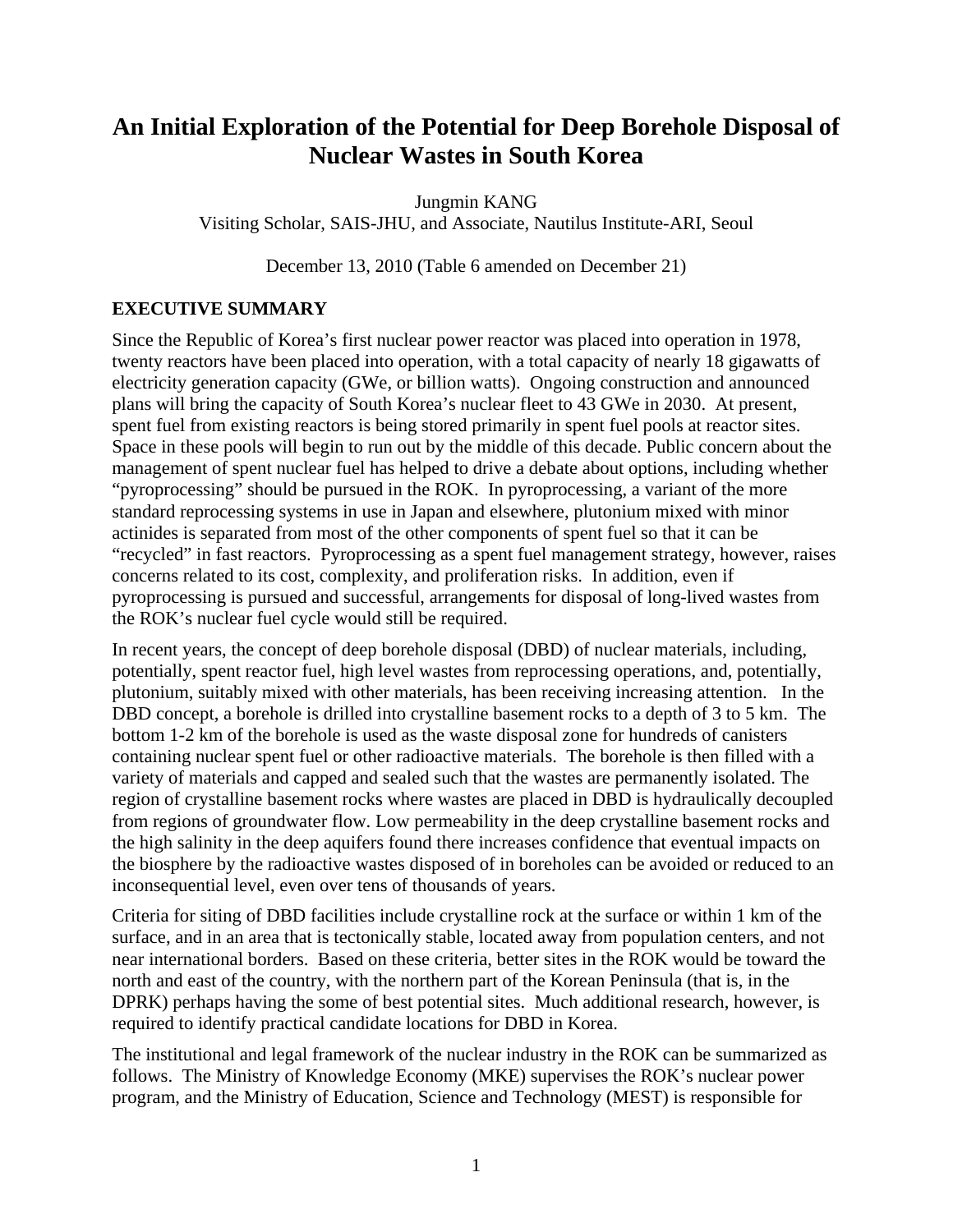# An Initial Exploration of the Potential for Deep Borehole Disposal of Nuclear Wastes in South Korea

Jungmin KANG

Visiting Scholar, SAIS-JHU, and Associate, Nautilus Institute-ARI, Seoul

December 13, 2010 (Table 6 amended on December 21)

## EXECUTIVE SUMMARY

Since the Republic of Korea's first nuclear power reactor was placed into operation in 1978, twenty reactors have been placed into operation, with a total capacity of nearly 18 gigawatts of electricity generation capacity (GWe, or billion watts). Ongoing construction and announced plans will bring the capacity of South Korea's nuclear fleet to 43 GWe in 2030. At present, spent fuel from existing reactors is being stored primarily in spent fuel pools at reactor sites. Space in these pools will begin to run out by the middle of this decade. Public concern about the management of spent nuclear fuel has helped to drive a debate about options, including whether "pyroprocessing" should be pursued in the ROK. In pyroprocessing, a variant of the more standard reprocessing systems in use in Japan and elsewhere, plutonium mixed with minor actinides is separated from most of the other components of spent fuel so that it can be "recycled" in fast reactors. Pyroprocessing as a spent fuel management strategy, however, raises concerns related to its cost, complexity, and proliferation risks. In addition, even if pyroprocessing is pursued and successful, arrangements for disposal of long-lived wastes from the ROK's nuclear fuel cycle would still be required.

In recent years, the concept of deep borehole disposal (DBD) of nuclear materials, including, potentially, spent reactor fuel, high level wastes from reprocessing operations, and, potentially, plutonium, suitably mixed with other materials, has been receiving increasing attention. In the DBD concept, a borehole is drilled into crystalline basement rocks to a depth of 3 to 5 km. The bottom 1-2 km of the borehole is used as the waste disposal zone for hundreds of canisters containing nuclear spent fuel or other radioactive materials. The borehole is then filled with a variety of materials and capped and sealed such that the wastes are permanently isolated. The region of crystalline basement rocks where wastes are placed in DBD is hydraulically decoupled from regions of groundwater flow. Low permeability in the deep crystalline basement rocks and the high salinity in the deep aquifers found there increases confidence that eventual impacts on the biosphere by the radioactive wastes disposed of in boreholes can be avoided or reduced to an inconsequential level, even over tens of thousands of years.

Criteria for siting of DBD facilities include crystalline rock at the surface or within 1 km of the surface, and in an area that is tectonically stable, located away from population centers, and not near international borders. Based on these criteria, better sites in the ROK would be toward the north and east of the country, with the northern part of the Korean Peninsula (that is, in the DPRK) perhaps having the some of best potential sites. Much additional research, however, is required to identify practical candidate locations for DBD in Korea.

The institutional and legal framework of the nuclear industry in the ROK can be summarized as follows. The Ministry of Knowledge Economy (MKE) supervises the ROK's nuclear power program, and the Ministry of Education, Science and Technology (MEST) is responsible for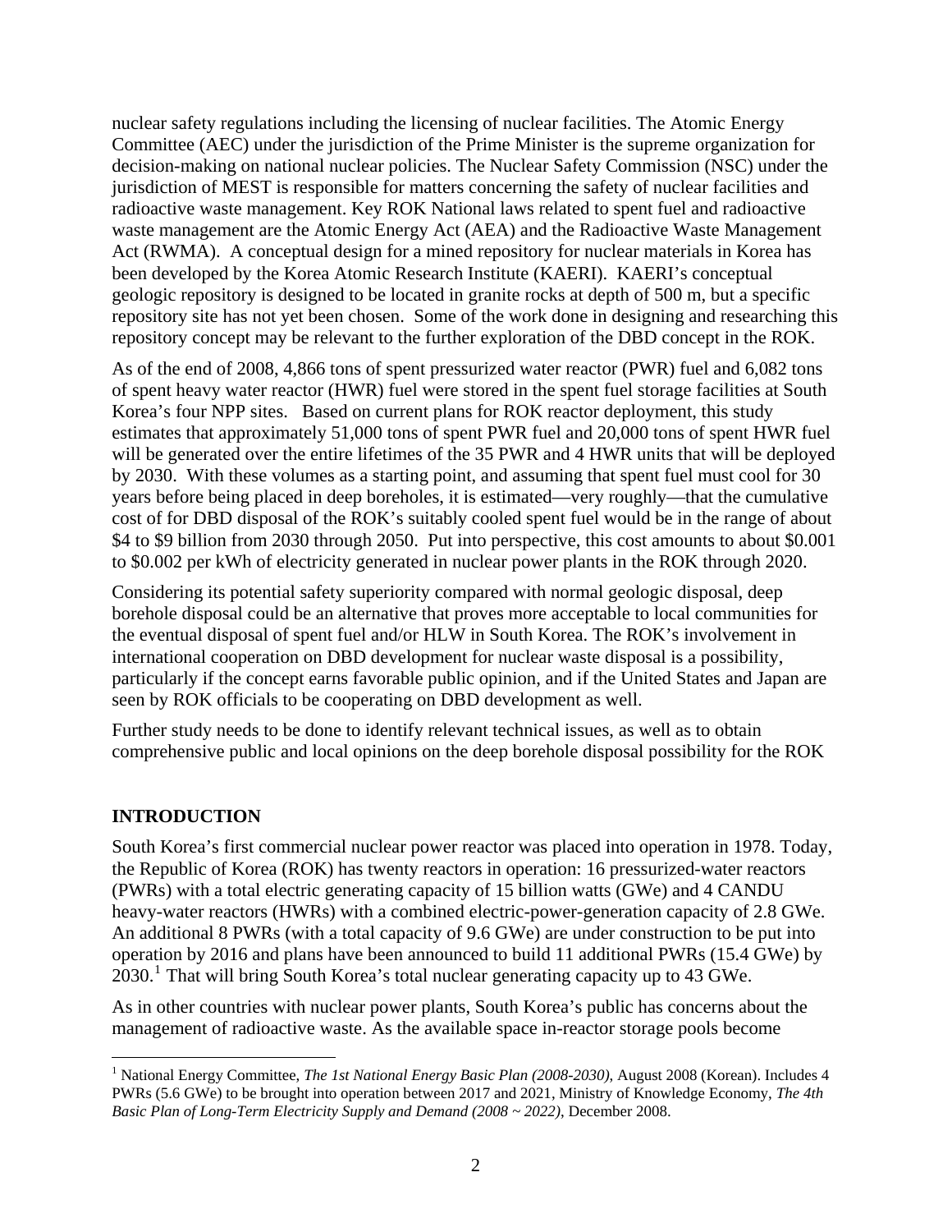nuclear safety regulations including the licensing of nuclear facilities. The Atomic Energy Committee (AEC) under the jurisdiction of the Prime Minister is the supreme organization for decision-making on national nuclear policies. The Nuclear Safety Commission (NSC) under the jurisdiction of MEST is responsible for matters concerning the safety of nuclear facilities and radioactive waste management. Key ROK National laws related to spent fuel and radioactive waste management are the Atomic Energy Act (AEA) and the Radioactive Waste Management Act (RWMA). A conceptual design for a mined repository for nuclear materials in Korea has been developed by the Korea Atomic Research Institute (KAERI). KAERI's conceptual geologic repository is designed to be located in granite rocks at depth of 500 m, but a specific repository site has not yet been chosen. Some of the work done in designing and researching this repository concept may be relevant to the further exploration of the DBD concept in the ROK.

As of the end of 2008, 4,866 tons of spent pressurized water reactor (PWR) fuel and 6,082 tons of spent heavy water reactor (HWR) fuel were stored in the spent fuel storage facilities at South Korea's four NPP sites. Based on current plans for ROK reactor deployment, this study estimates that approximately 51,000 tons of spent PWR fuel and 20,000 tons of spent HWR fuel will be generated over the entire lifetimes of the 35 PWR and 4 HWR units that will be deployed by 2030. With these volumes as a starting point, and assuming that spent fuel must cool for 30 years before being placed in deep boreholes, it is estimated—very roughly—that the cumulative cost of for DBD disposal of the ROK's suitably cooled spent fuel would be in the range of about \$4 to \$9 billion from 2030 through 2050. Put into perspective, this cost amounts to about \$0.001 to \$0.002 per kWh of electricity generated in nuclear power plants in the ROK through 2020.

Considering its potential safety superiority compared with normal geologic disposal, deep borehole disposal could be an alternative that proves more acceptable to local communities for the eventual disposal of spent fuel and/or HLW in South Korea. The ROK's involvement in international cooperation on DBD development for nuclear waste disposal is a possibility, particularly if the concept earns favorable public opinion, and if the United States and Japan are seen by ROK officials to be cooperating on DBD development as well.

Further study needs to be done to identify relevant technical issues, as well as to obtain comprehensive public and local opinions on the deep borehole disposal possibility for the ROK

## INTRODUCTION

South Korea's first commercial nuclear power reactor was placed into operation in 1978. Today, the Republic of Korea (ROK) has twenty reactors in operation: 16 pressurized-water reactors (PWRs) with a total electric generating capacity of 15 billion watts (GWe) and 4 CANDU heavy-water reactors (HWRs) with a combined electric-power-generation capacity of 2.8 GWe. An additional 8 PWRs (with a total capacity of 9.6 GWe) are under construction to be put into operation by 2016 and plans have been announced to build 11 additional PWRs (15.4 GWe) by 2030.[1] That will bring South Korea's total nuclear generating capacity up to 43 GWe.

As in other countries with nuclear power plants, South Korea's public has concerns about the management of radioactive waste. As the available space in-reactor storage pools become

[1] National Energy Committee, *The 1st National Energy Basic Plan (2008-2030)*, August 2008 (Korean). Includes 4 PWRs (5.6 GWe) to be brought into operation between 2017 and 2021, Ministry of Knowledge Economy, *The 4th Basic Plan of Long-Term Electricity Supply and Demand (2008 ~ 2022)*, December 2008.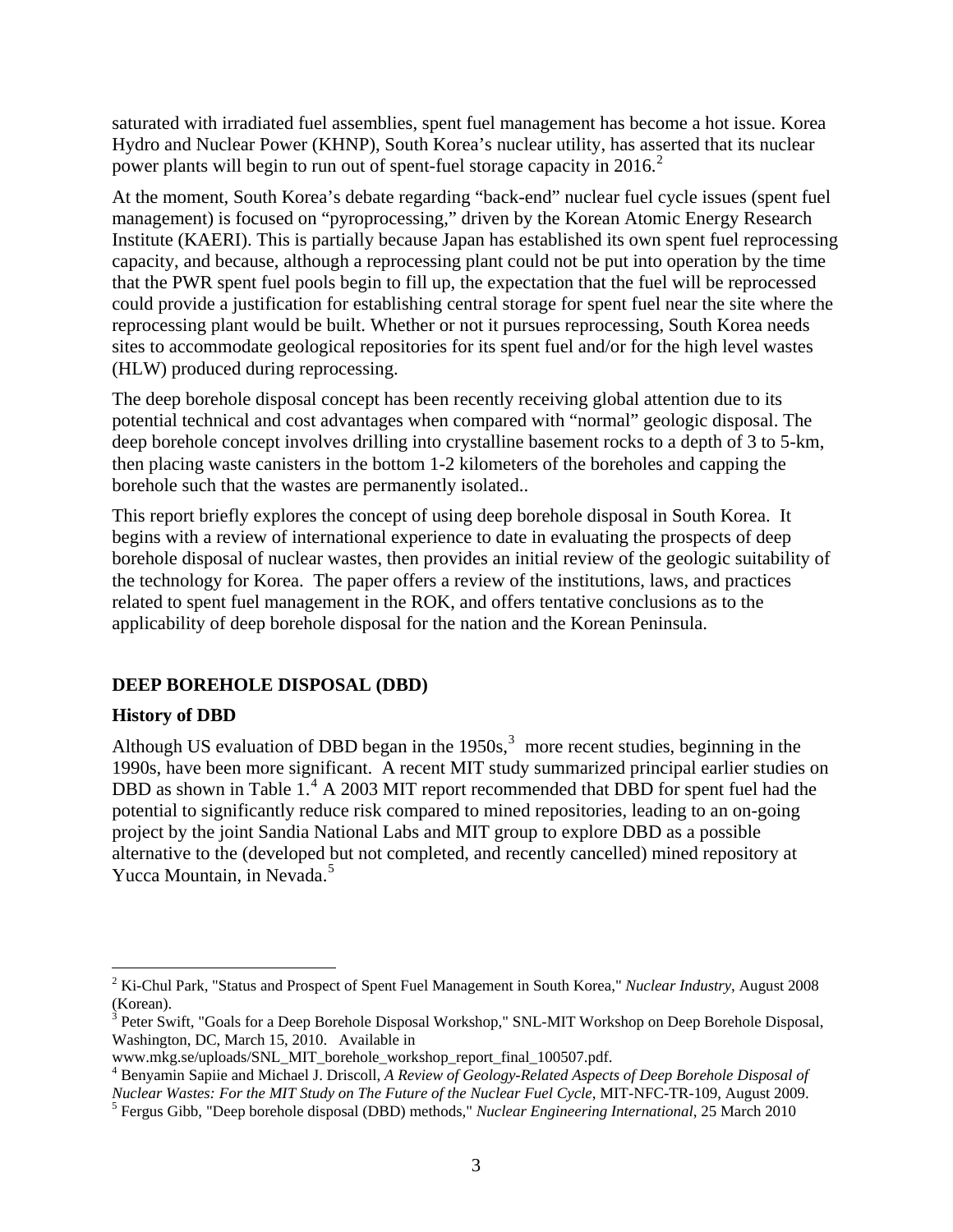saturated with irradiated fuel assemblies, spent fuel management has become a hot issue. Korea Hydro and Nuclear Power (KHNP), South Korea's nuclear utility, has asserted that its nuclear power plants will begin to run out of spent-fuel storage capacity in 2016.[2]

At the moment, South Korea's debate regarding "back-end" nuclear fuel cycle issues (spent fuel management) is focused on "pyroprocessing," driven by the Korean Atomic Energy Research Institute (KAERI). This is partially because Japan has established its own spent fuel reprocessing capacity, and because, although a reprocessing plant could not be put into operation by the time that the PWR spent fuel pools begin to fill up, the expectation that the fuel will be reprocessed could provide a justification for establishing central storage for spent fuel near the site where the reprocessing plant would be built. Whether or not it pursues reprocessing, South Korea needs sites to accommodate geological repositories for its spent fuel and/or for the high level wastes (HLW) produced during reprocessing.

The deep borehole disposal concept has been recently receiving global attention due to its potential technical and cost advantages when compared with "normal" geologic disposal. The deep borehole concept involves drilling into crystalline basement rocks to a depth of 3 to 5-km, then placing waste canisters in the bottom 1-2 kilometers of the boreholes and capping the borehole such that the wastes are permanently isolated..

This report briefly explores the concept of using deep borehole disposal in South Korea. It begins with a review of international experience to date in evaluating the prospects of deep borehole disposal of nuclear wastes, then provides an initial review of the geologic suitability of the technology for Korea. The paper offers a review of the institutions, laws, and practices related to spent fuel management in the ROK, and offers tentative conclusions as to the applicability of deep borehole disposal for the nation and the Korean Peninsula.

## DEEP BOREHOLE DISPOSAL (DBD)

### History of DBD

Although US evaluation of DBD began in the 1950s,[3] more recent studies, beginning in the 1990s, have been more significant. A recent MIT study summarized principal earlier studies on DBD as shown in Table 1.[4] A 2003 MIT report recommended that DBD for spent fuel had the potential to significantly reduce risk compared to mined repositories, leading to an on-going project by the joint Sandia National Labs and MIT group to explore DBD as a possible alternative to the (developed but not completed, and recently cancelled) mined repository at Yucca Mountain, in Nevada.[5]

---

[2] Ki-Chul Park, "Status and Prospect of Spent Fuel Management in South Korea," *Nuclear Industry*, August 2008 (Korean).

[3] Peter Swift, "Goals for a Deep Borehole Disposal Workshop," SNL-MIT Workshop on Deep Borehole Disposal, Washington, DC, March 15, 2010. Available in www.mkg.se/uploads/SNL_MIT_borehole_workshop_report_final_100507.pdf.

[4] Benyamin Sapiie and Michael J. Driscoll, *A Review of Geology-Related Aspects of Deep Borehole Disposal of Nuclear Wastes: For the MIT Study on The Future of the Nuclear Fuel Cycle*, MIT-NFC-TR-109, August 2009.

[5] Fergus Gibb, "Deep borehole disposal (DBD) methods," *Nuclear Engineering International*, 25 March 2010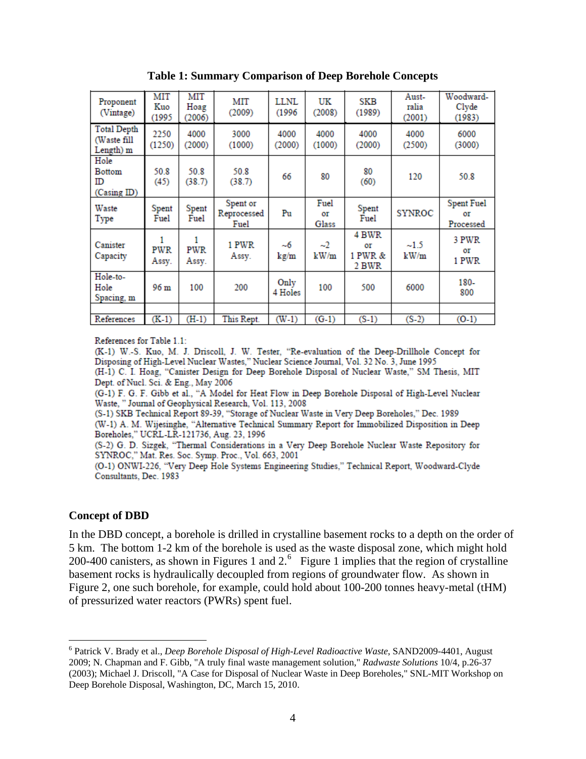**Table 1: Summary Comparison of Deep Borehole Concepts**

| Proponent (Vintage) | MIT Kuo (1995 | MIT Hoag (2006) | MIT (2009) | LLNL (1996 | UK (2008) | SKB (1989) | Aust-ralia (2001) | Woodward-Clyde (1983) |
|---|---|---|---|---|---|---|---|---|
| Total Depth (Waste fill Length) m | 2250 (1250) | 4000 (2000) | 3000 (1000) | 4000 (2000) | 4000 (1000) | 4000 (2000) | 4000 (2500) | 6000 (3000) |
| Hole Bottom ID (Casing ID) | 50.8 (45) | 50.8 (38.7) | 50.8 (38.7) | 66 | 80 | 80 (60) | 120 | 50.8 |
| Waste Type | Spent Fuel | Spent Fuel | Spent or Reprocessed Fuel | Pu | Fuel or Glass | Spent Fuel | SYNROC | Spent Fuel or Processed |
| Canister Capacity | 1 PWR Assy. | 1 PWR Assy. | 1 PWR Assy. | ~6 kg/m | ~2 kW/m | 4 BWR or 1 PWR & 2 BWR | ~1.5 kW/m | 3 PWR or 1 PWR |
| Hole-to-Hole Spacing, m | 96 m | 100 | 200 | Only 4 Holes | 100 | 500 | 6000 | 180-800 |
| | | | | | | | | |
| References | (K-1) | (H-1) | This Rept. | (W-1) | (G-1) | (S-1) | (S-2) | (O-1) |

References for Table 1.1:
(K-1) W.-S. Kuo, M. J. Driscoll, J. W. Tester, "Re-evaluation of the Deep-Drillhole Concept for Disposing of High-Level Nuclear Wastes," Nuclear Science Journal, Vol. 32 No. 3, June 1995
(H-1) C. I. Hoag, "Canister Design for Deep Borehole Disposal of Nuclear Waste," SM Thesis, MIT Dept. of Nucl. Sci. & Eng., May 2006
(G-1) F. G. F. Gibb et al., "A Model for Heat Flow in Deep Borehole Disposal of High-Level Nuclear Waste, " Journal of Geophysical Research, Vol. 113, 2008
(S-1) SKB Technical Report 89-39, "Storage of Nuclear Waste in Very Deep Boreholes," Dec. 1989
(W-1) A. M. Wijesinghe, "Alternative Technical Summary Report for Immobilized Disposition in Deep Boreholes," UCRL-LR-121736, Aug. 23, 1996
(S-2) G. D. Sizgek, "Thermal Considerations in a Very Deep Borehole Nuclear Waste Repository for SYNROC," Mat. Res. Soc. Symp. Proc., Vol. 663, 2001
(O-1) ONWI-226, "Very Deep Hole Systems Engineering Studies," Technical Report, Woodward-Clyde Consultants, Dec. 1983

**Concept of DBD**

In the DBD concept, a borehole is drilled in crystalline basement rocks to a depth on the order of 5 km. The bottom 1-2 km of the borehole is used as the waste disposal zone, which might hold 200-400 canisters, as shown in Figures 1 and 2.[6] Figure 1 implies that the region of crystalline basement rocks is hydraulically decoupled from regions of groundwater flow. As shown in Figure 2, one such borehole, for example, could hold about 100-200 tonnes heavy-metal (tHM) of pressurized water reactors (PWRs) spent fuel.

[6] Patrick V. Brady et al., *Deep Borehole Disposal of High-Level Radioactive Waste*, SAND2009-4401, August 2009; N. Chapman and F. Gibb, "A truly final waste management solution," *Radwaste Solutions* 10/4, p.26-37 (2003); Michael J. Driscoll, "A Case for Disposal of Nuclear Waste in Deep Boreholes," SNL-MIT Workshop on Deep Borehole Disposal, Washington, DC, March 15, 2010.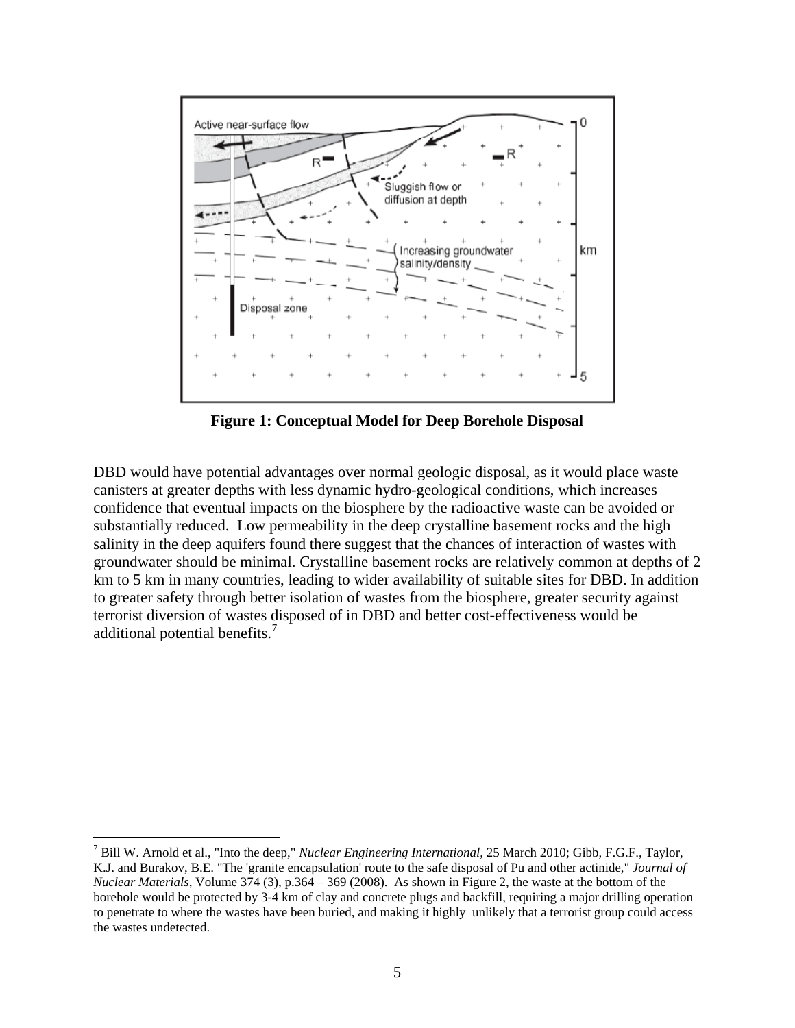**Figure 1: Conceptual Model for Deep Borehole Disposal**

DBD would have potential advantages over normal geologic disposal, as it would place waste canisters at greater depths with less dynamic hydro-geological conditions, which increases confidence that eventual impacts on the biosphere by the radioactive waste can be avoided or substantially reduced. Low permeability in the deep crystalline basement rocks and the high salinity in the deep aquifers found there suggest that the chances of interaction of wastes with groundwater should be minimal. Crystalline basement rocks are relatively common at depths of 2 km to 5 km in many countries, leading to wider availability of suitable sites for DBD. In addition to greater safety through better isolation of wastes from the biosphere, greater security against terrorist diversion of wastes disposed of in DBD and better cost-effectiveness would be additional potential benefits.[7]

---

[7] Bill W. Arnold et al., "Into the deep," *Nuclear Engineering International*, 25 March 2010; Gibb, F.G.F., Taylor, K.J. and Burakov, B.E. "The 'granite encapsulation' route to the safe disposal of Pu and other actinide," *Journal of Nuclear Materials*, Volume 374 (3), p.364 – 369 (2008). As shown in Figure 2, the waste at the bottom of the borehole would be protected by 3-4 km of clay and concrete plugs and backfill, requiring a major drilling operation to penetrate to where the wastes have been buried, and making it highly unlikely that a terrorist group could access the wastes undetected.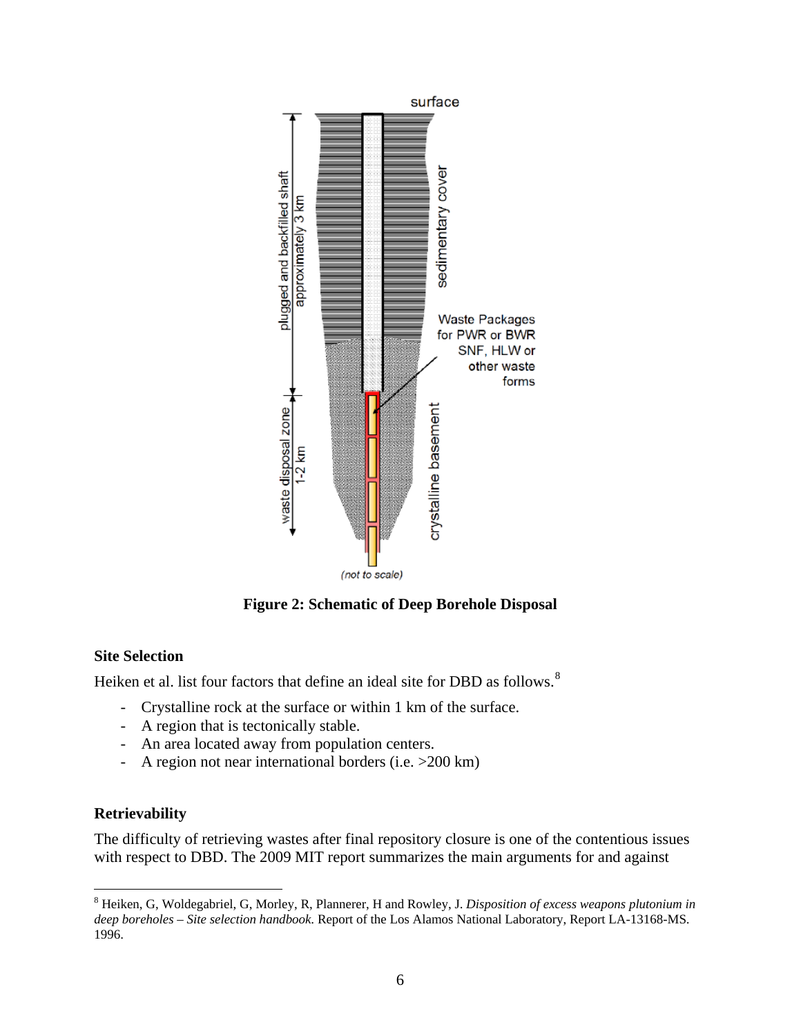Figure 2: Schematic of Deep Borehole Disposal

### Site Selection

Heiken et al. list four factors that define an ideal site for DBD as follows.[8]

- Crystalline rock at the surface or within 1 km of the surface.
- A region that is tectonically stable.
- An area located away from population centers.
- A region not near international borders (i.e. >200 km)

### Retrievability

The difficulty of retrieving wastes after final repository closure is one of the contentious issues with respect to DBD. The 2009 MIT report summarizes the main arguments for and against

[8] Heiken, G, Woldegabriel, G, Morley, R, Plannerer, H and Rowley, J. *Disposition of excess weapons plutonium in deep boreholes – Site selection handbook.* Report of the Los Alamos National Laboratory, Report LA-13168-MS. 1996.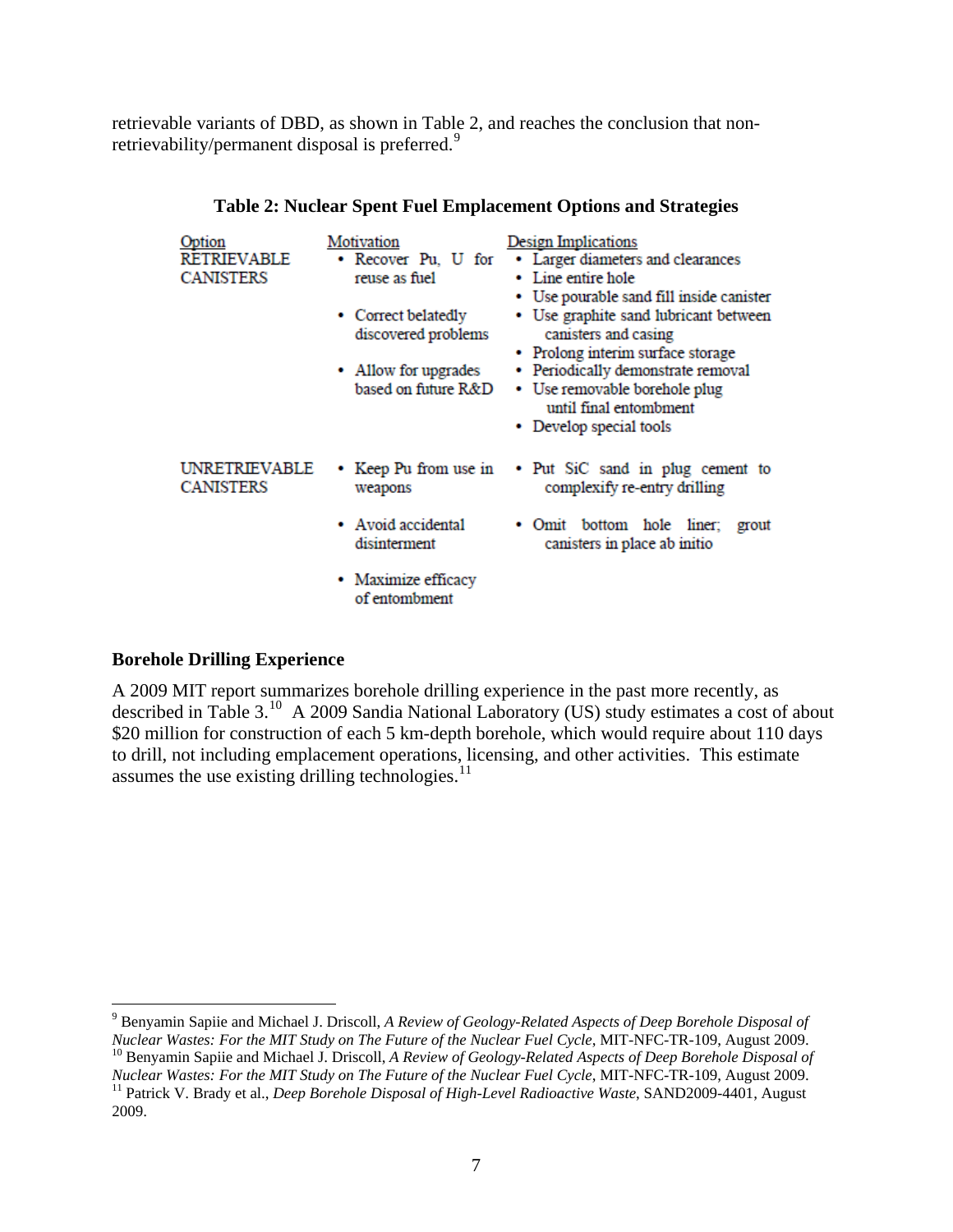retrievable variants of DBD, as shown in Table 2, and reaches the conclusion that non-retrievability/permanent disposal is preferred.[9]

**Table 2: Nuclear Spent Fuel Emplacement Options and Strategies**

| Option | Motivation | Design Implications |
|---|---|---|
| RETRIEVABLE CANISTERS | • Recover Pu, U for reuse as fuel<br>• Correct belatedly discovered problems<br>• Allow for upgrades based on future R&D | • Larger diameters and clearances<br>• Line entire hole<br>• Use pourable sand fill inside canister<br>• Use graphite sand lubricant between canisters and casing<br>• Prolong interim surface storage<br>• Periodically demonstrate removal<br>• Use removable borehole plug until final entombment<br>• Develop special tools |
| UNRETRIEVABLE CANISTERS | • Keep Pu from use in weapons<br>• Avoid accidental disinterment<br>• Maximize efficacy of entombment | • Put SiC sand in plug cement to complexify re-entry drilling<br>• Omit bottom hole liner; grout canisters in place ab initio |

**Borehole Drilling Experience**

A 2009 MIT report summarizes borehole drilling experience in the past more recently, as described in Table 3.[10] A 2009 Sandia National Laboratory (US) study estimates a cost of about \$20 million for construction of each 5 km-depth borehole, which would require about 110 days to drill, not including emplacement operations, licensing, and other activities. This estimate assumes the use existing drilling technologies.[11]

---

[9] Benyamin Sapiie and Michael J. Driscoll, *A Review of Geology-Related Aspects of Deep Borehole Disposal of Nuclear Wastes: For the MIT Study on The Future of the Nuclear Fuel Cycle*, MIT-NFC-TR-109, August 2009.

[10] Benyamin Sapiie and Michael J. Driscoll, *A Review of Geology-Related Aspects of Deep Borehole Disposal of Nuclear Wastes: For the MIT Study on The Future of the Nuclear Fuel Cycle*, MIT-NFC-TR-109, August 2009.

[11] Patrick V. Brady et al., *Deep Borehole Disposal of High-Level Radioactive Waste*, SAND2009-4401, August 2009.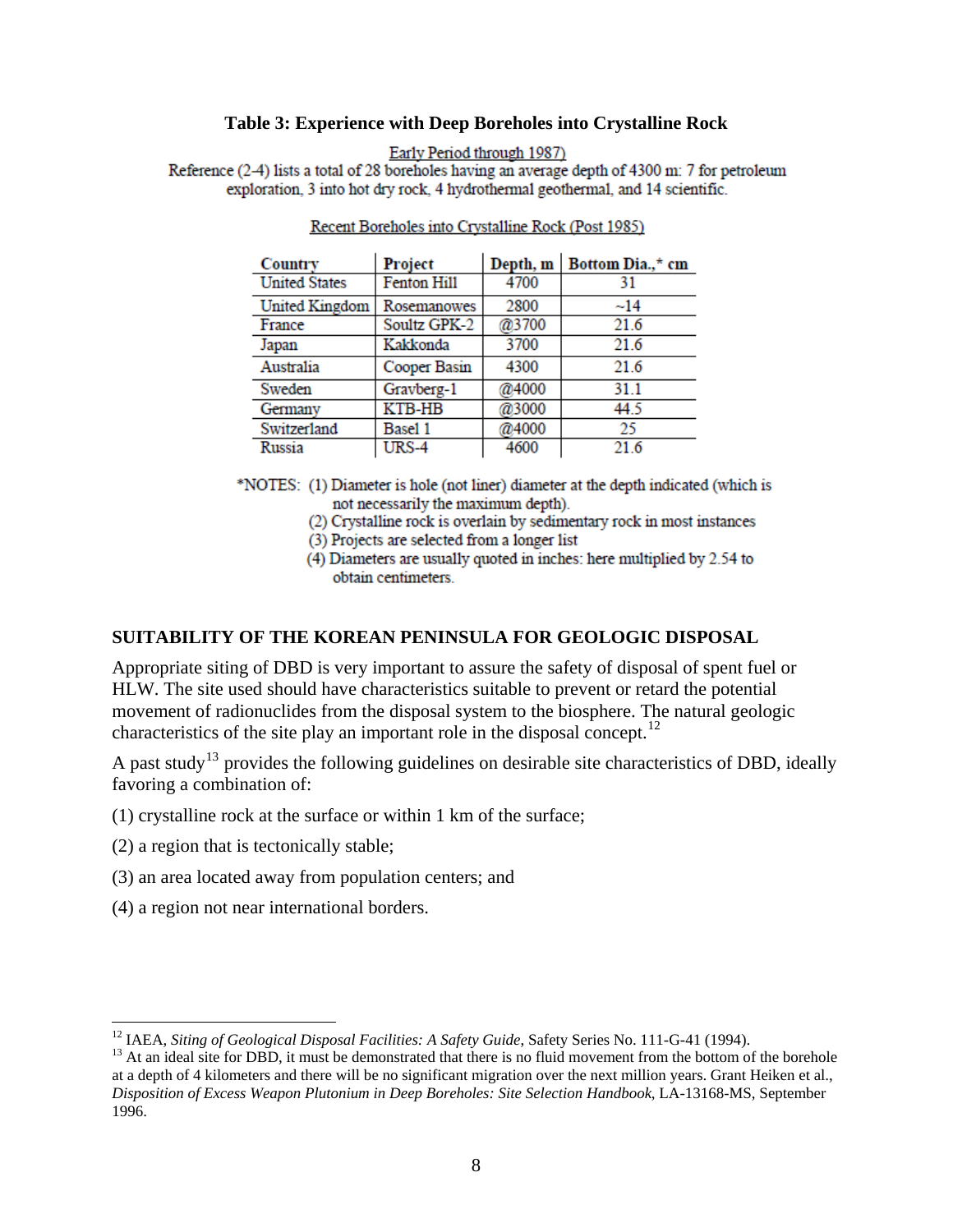**Table 3: Experience with Deep Boreholes into Crystalline Rock**

Early Period through 1987)

Reference (2-4) lists a total of 28 boreholes having an average depth of 4300 m: 7 for petroleum exploration, 3 into hot dry rock, 4 hydrothermal geothermal, and 14 scientific.

Recent Boreholes into Crystalline Rock (Post 1985)

| Country | Project | Depth, m | Bottom Dia.,* cm |
|---|---|---|---|
| United States | Fenton Hill | 4700 | 31 |
| United Kingdom | Rosemanowes | 2800 | ~14 |
| France | Soultz GPK-2 | @3700 | 21.6 |
| Japan | Kakkonda | 3700 | 21.6 |
| Australia | Cooper Basin | 4300 | 21.6 |
| Sweden | Gravberg-1 | @4000 | 31.1 |
| Germany | KTB-HB | @3000 | 44.5 |
| Switzerland | Basel 1 | @4000 | 25 |
| Russia | URS-4 | 4600 | 21.6 |

*NOTES: (1) Diameter is hole (not liner) diameter at the depth indicated (which is not necessarily the maximum depth).
(2) Crystalline rock is overlain by sedimentary rock in most instances
(3) Projects are selected from a longer list
(4) Diameters are usually quoted in inches: here multiplied by 2.54 to obtain centimeters.

## SUITABILITY OF THE KOREAN PENINSULA FOR GEOLOGIC DISPOSAL

Appropriate siting of DBD is very important to assure the safety of disposal of spent fuel or HLW. The site used should have characteristics suitable to prevent or retard the potential movement of radionuclides from the disposal system to the biosphere. The natural geologic characteristics of the site play an important role in the disposal concept.[12]

A past study[13] provides the following guidelines on desirable site characteristics of DBD, ideally favoring a combination of:

(1) crystalline rock at the surface or within 1 km of the surface;

(2) a region that is tectonically stable;

(3) an area located away from population centers; and

(4) a region not near international borders.

---

[12] IAEA, *Siting of Geological Disposal Facilities: A Safety Guide*, Safety Series No. 111-G-41 (1994).

[13] At an ideal site for DBD, it must be demonstrated that there is no fluid movement from the bottom of the borehole at a depth of 4 kilometers and there will be no significant migration over the next million years. Grant Heiken et al., *Disposition of Excess Weapon Plutonium in Deep Boreholes: Site Selection Handbook*, LA-13168-MS, September 1996.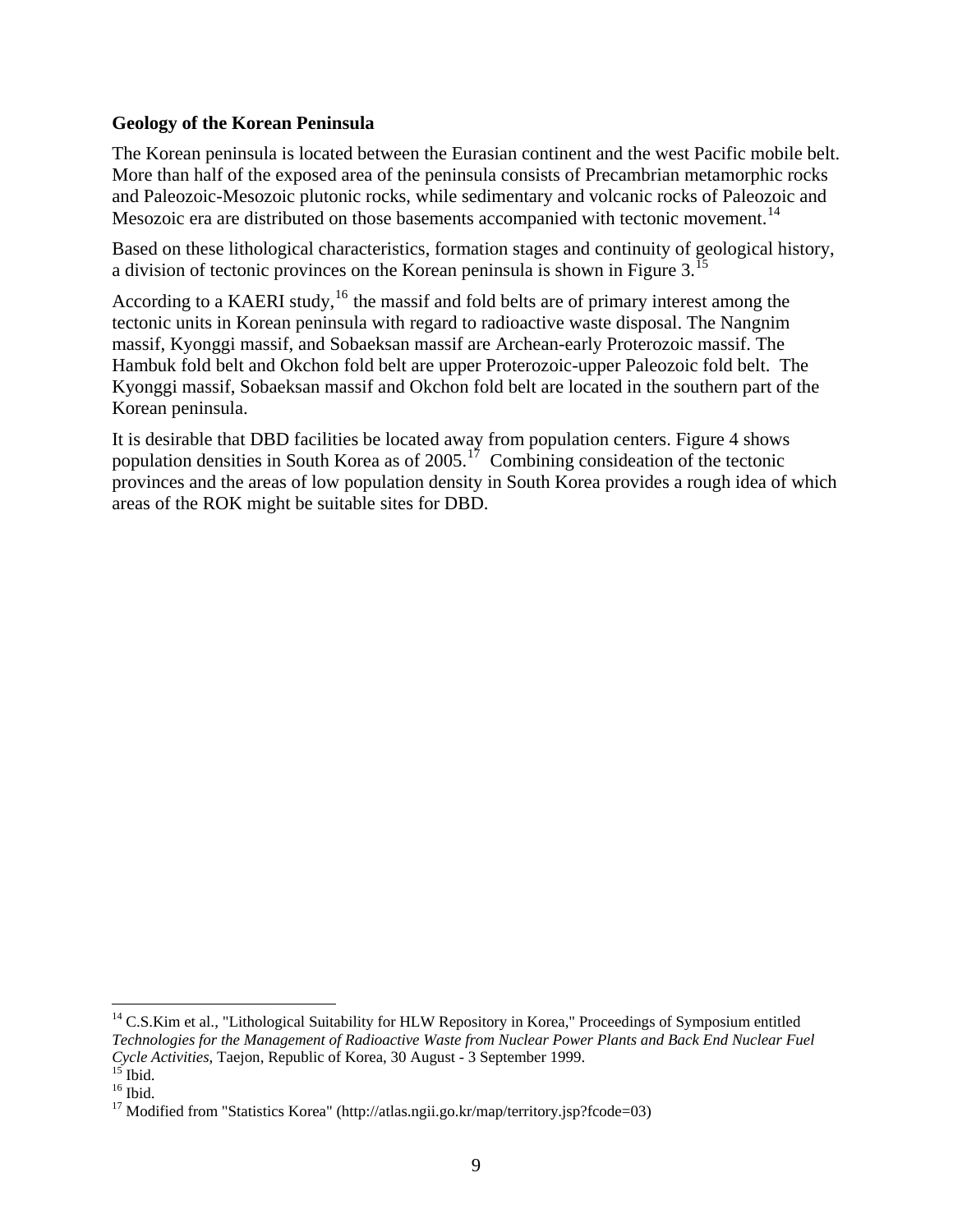**Geology of the Korean Peninsula**

The Korean peninsula is located between the Eurasian continent and the west Pacific mobile belt. More than half of the exposed area of the peninsula consists of Precambrian metamorphic rocks and Paleozoic-Mesozoic plutonic rocks, while sedimentary and volcanic rocks of Paleozoic and Mesozoic era are distributed on those basements accompanied with tectonic movement.[14]

Based on these lithological characteristics, formation stages and continuity of geological history, a division of tectonic provinces on the Korean peninsula is shown in Figure 3.[15]

According to a KAERI study,[16] the massif and fold belts are of primary interest among the tectonic units in Korean peninsula with regard to radioactive waste disposal. The Nangnim massif, Kyonggi massif, and Sobaeksan massif are Archean-early Proterozoic massif. The Hambuk fold belt and Okchon fold belt are upper Proterozoic-upper Paleozoic fold belt. The Kyonggi massif, Sobaeksan massif and Okchon fold belt are located in the southern part of the Korean peninsula.

It is desirable that DBD facilities be located away from population centers. Figure 4 shows population densities in South Korea as of 2005.[17] Combining consideation of the tectonic provinces and the areas of low population density in South Korea provides a rough idea of which areas of the ROK might be suitable sites for DBD.

---

[14] C.S.Kim et al., "Lithological Suitability for HLW Repository in Korea," Proceedings of Symposium entitled *Technologies for the Management of Radioactive Waste from Nuclear Power Plants and Back End Nuclear Fuel Cycle Activities*, Taejon, Republic of Korea, 30 August - 3 September 1999.

[15] Ibid.

[16] Ibid.

[17] Modified from "Statistics Korea" (http://atlas.ngii.go.kr/map/territory.jsp?fcode=03)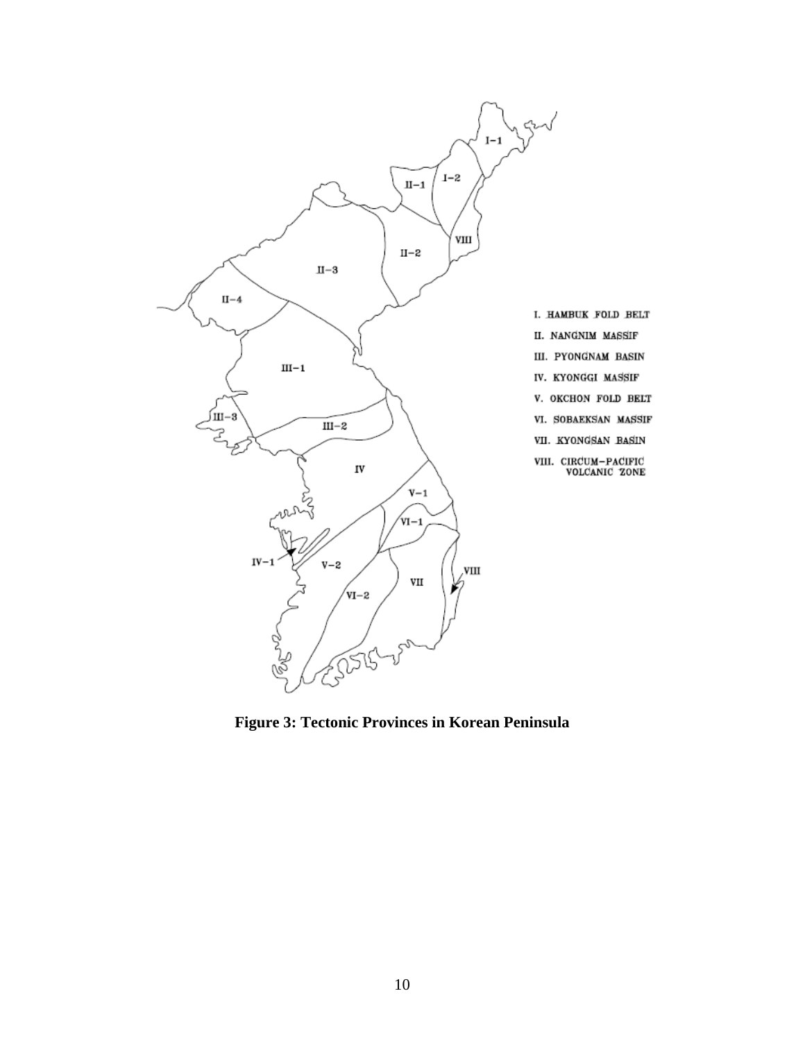I. HAMBUK FOLD BELT

II. NANGNIM MASSIF

III. PYONGNAM BASIN

IV. KYONGGI MASSIF

V. OKCHON FOLD BELT

VI. SOBAEKSAN MASSIF

VII. KYONGSAN BASIN

VIII. CIRCUM-PACIFIC VOLCANIC ZONE

**Figure 3: Tectonic Provinces in Korean Peninsula**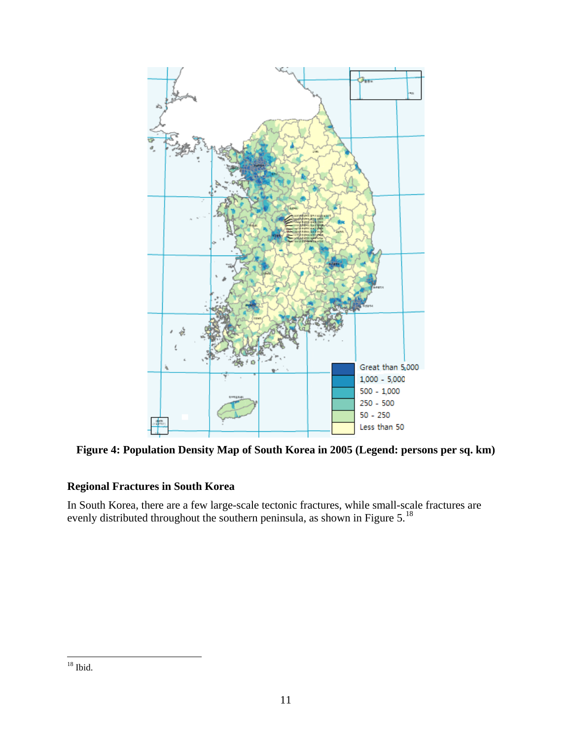**Figure 4: Population Density Map of South Korea in 2005 (Legend: persons per sq. km)**

## Regional Fractures in South Korea

In South Korea, there are a few large-scale tectonic fractures, while small-scale fractures are evenly distributed throughout the southern peninsula, as shown in Figure 5.[18]

[18] Ibid.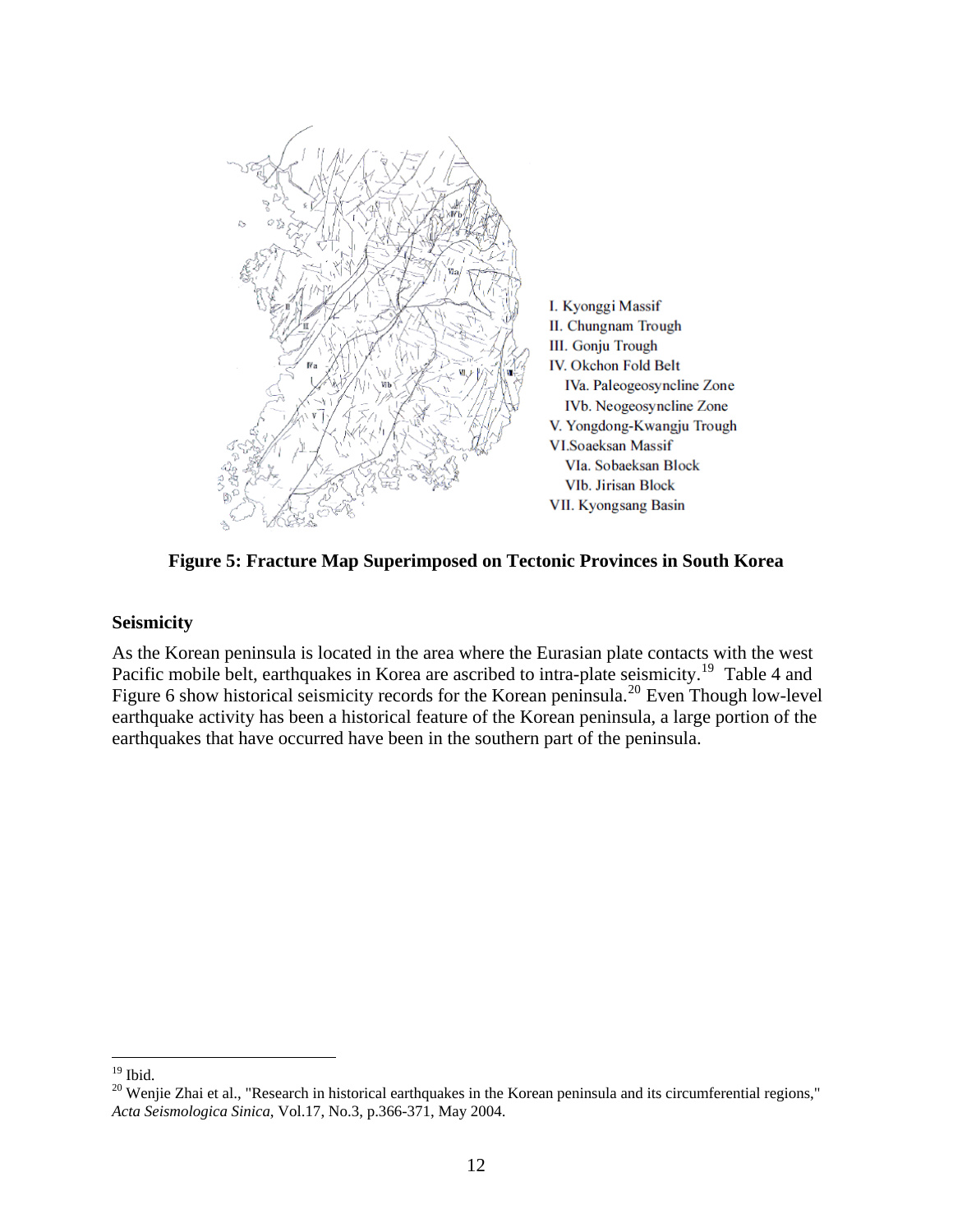I. Kyonggi Massif
II. Chungnam Trough
III. Gonju Trough
IV. Okchon Fold Belt
  IVa. Paleogeosyncline Zone
  IVb. Neogeosyncline Zone
V. Yongdong-Kwangju Trough
VI.Soaeksan Massif
  VIa. Sobaeksan Block
  VIb. Jirisan Block
VII. Kyongsang Basin

**Figure 5: Fracture Map Superimposed on Tectonic Provinces in South Korea**

### Seismicity

As the Korean peninsula is located in the area where the Eurasian plate contacts with the west Pacific mobile belt, earthquakes in Korea are ascribed to intra-plate seismicity.[19] Table 4 and Figure 6 show historical seismicity records for the Korean peninsula.[20] Even Though low-level earthquake activity has been a historical feature of the Korean peninsula, a large portion of the earthquakes that have occurred have been in the southern part of the peninsula.

---

[19] Ibid.

[20] Wenjie Zhai et al., "Research in historical earthquakes in the Korean peninsula and its circumferential regions," *Acta Seismologica Sinica*, Vol.17, No.3, p.366-371, May 2004.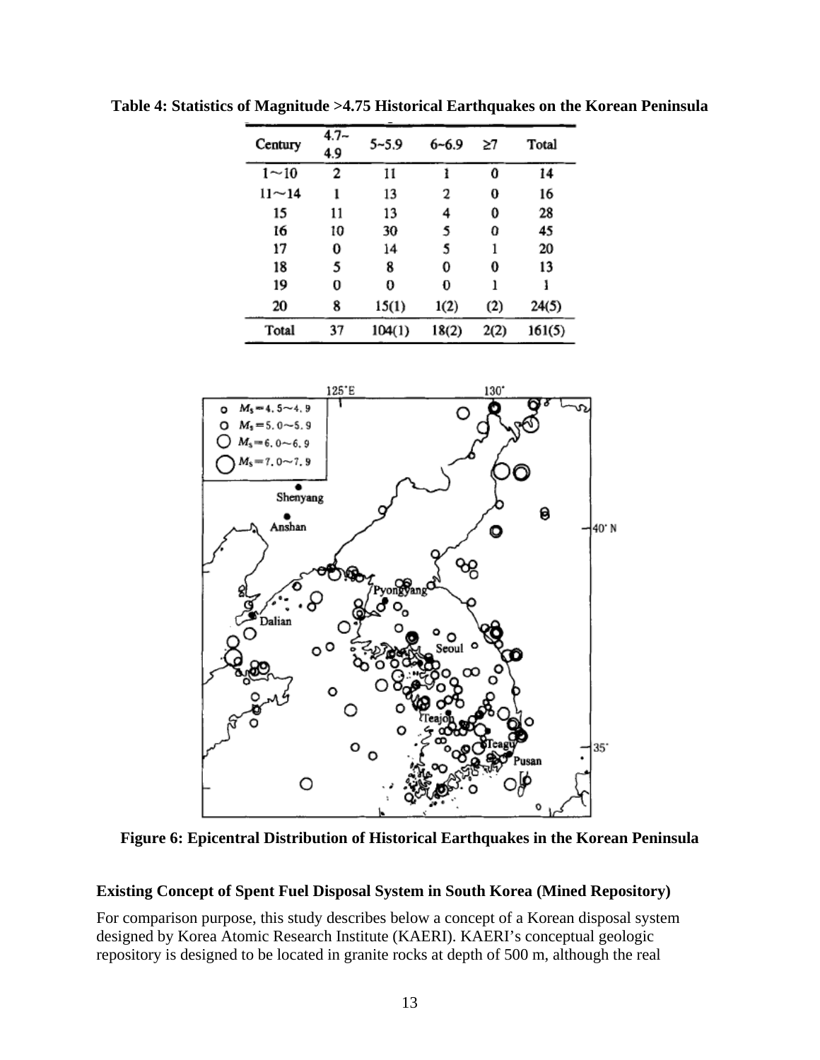**Table 4: Statistics of Magnitude >4.75 Historical Earthquakes on the Korean Peninsula**

| Century | 4.7~4.9 | 5~5.9 | 6~6.9 | ≥7 | Total |
|---|---|---|---|---|---|
| 1~10 | 2 | 11 | 1 | 0 | 14 |
| 11~14 | 1 | 13 | 2 | 0 | 16 |
| 15 | 11 | 13 | 4 | 0 | 28 |
| 16 | 10 | 30 | 5 | 0 | 45 |
| 17 | 0 | 14 | 5 | 1 | 20 |
| 18 | 5 | 8 | 0 | 0 | 13 |
| 19 | 0 | 0 | 0 | 1 | 1 |
| 20 | 8 | 15(1) | 1(2) | (2) | 24(5) |
| Total | 37 | 104(1) | 18(2) | 2(2) | 161(5) |

**Figure 6: Epicentral Distribution of Historical Earthquakes in the Korean Peninsula**

### Existing Concept of Spent Fuel Disposal System in South Korea (Mined Repository)

For comparison purpose, this study describes below a concept of a Korean disposal system designed by Korea Atomic Research Institute (KAERI). KAERI's conceptual geologic repository is designed to be located in granite rocks at depth of 500 m, although the real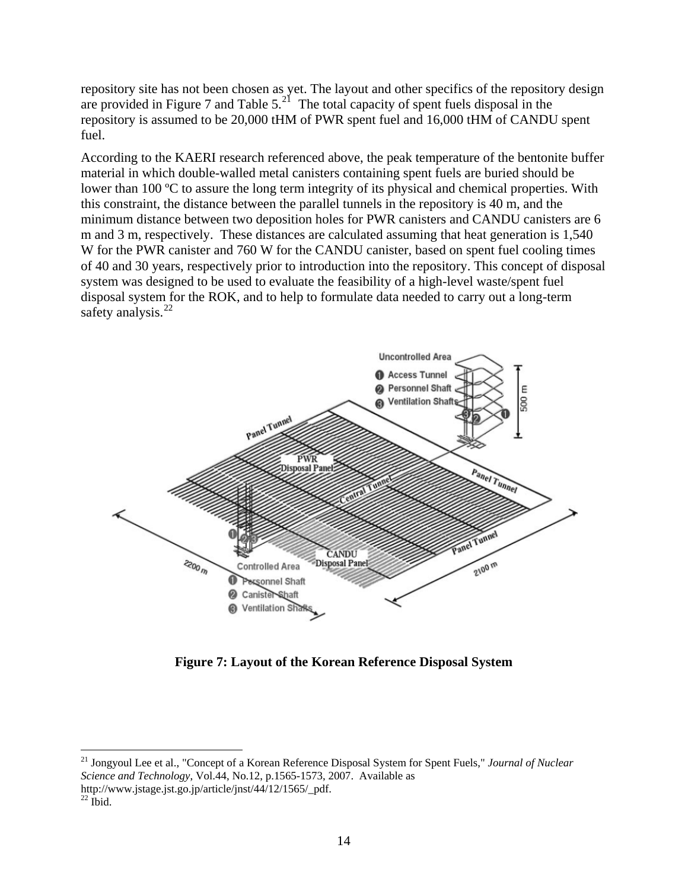repository site has not been chosen as yet. The layout and other specifics of the repository design are provided in Figure 7 and Table 5.[21] The total capacity of spent fuels disposal in the repository is assumed to be 20,000 tHM of PWR spent fuel and 16,000 tHM of CANDU spent fuel.

According to the KAERI research referenced above, the peak temperature of the bentonite buffer material in which double-walled metal canisters containing spent fuels are buried should be lower than 100 ºC to assure the long term integrity of its physical and chemical properties. With this constraint, the distance between the parallel tunnels in the repository is 40 m, and the minimum distance between two deposition holes for PWR canisters and CANDU canisters are 6 m and 3 m, respectively. These distances are calculated assuming that heat generation is 1,540 W for the PWR canister and 760 W for the CANDU canister, based on spent fuel cooling times of 40 and 30 years, respectively prior to introduction into the repository. This concept of disposal system was designed to be used to evaluate the feasibility of a high-level waste/spent fuel disposal system for the ROK, and to help to formulate data needed to carry out a long-term safety analysis.[22]

**Figure 7: Layout of the Korean Reference Disposal System**

---

[21] Jongyoul Lee et al., "Concept of a Korean Reference Disposal System for Spent Fuels," *Journal of Nuclear Science and Technology*, Vol.44, No.12, p.1565-1573, 2007. Available as http://www.jstage.jst.go.jp/article/jnst/44/12/1565/_pdf.

[22] Ibid.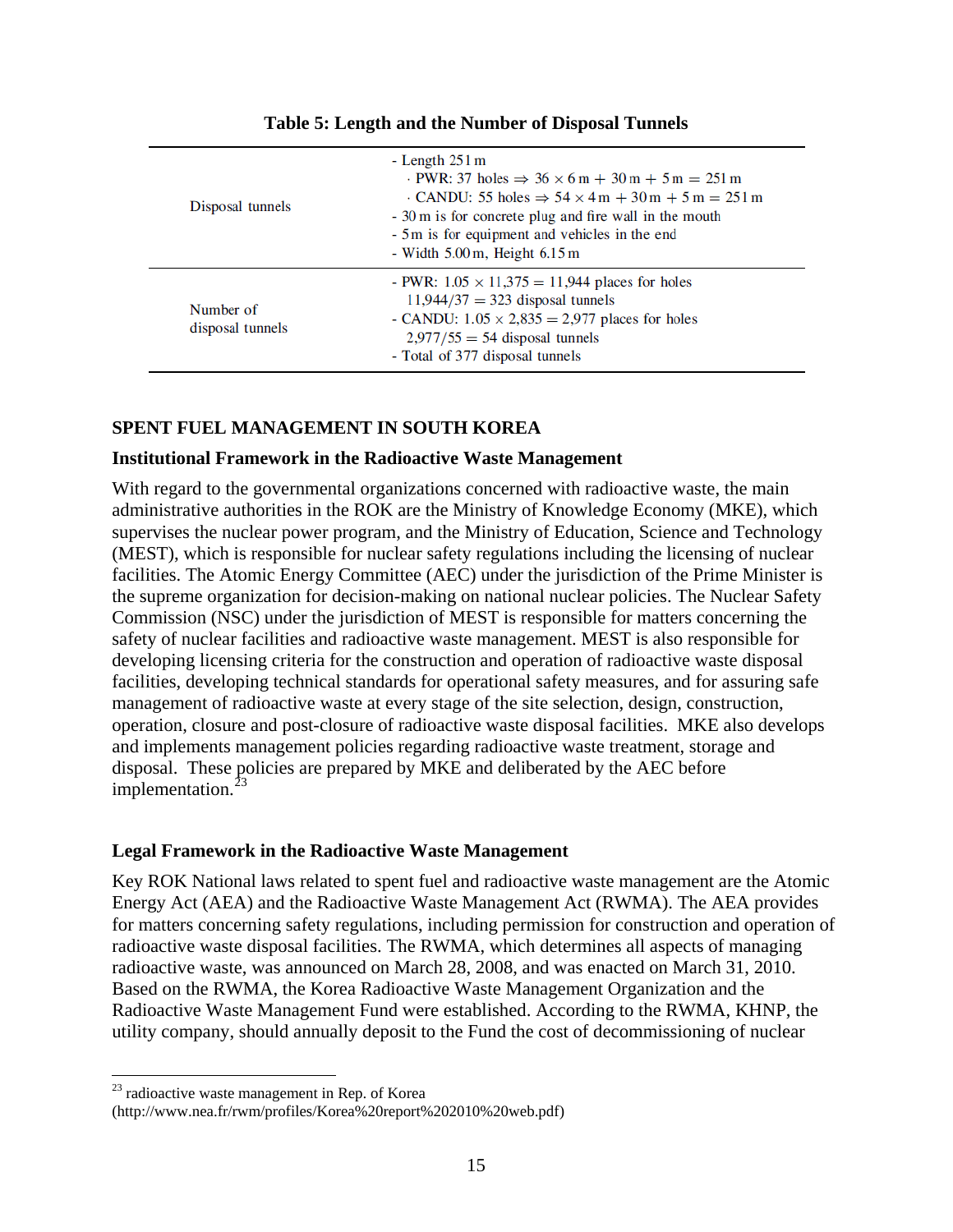**Table 5: Length and the Number of Disposal Tunnels**

| | |
|---|---|
| Disposal tunnels | - Length 251 m<br>· PWR: 37 holes $\Rightarrow$ $36 \times 6\,\text{m} + 30\,\text{m} + 5\,\text{m} = 251\,\text{m}$<br>· CANDU: 55 holes $\Rightarrow$ $54 \times 4\,\text{m} + 30\,\text{m} + 5\,\text{m} = 251\,\text{m}$<br>- 30 m is for concrete plug and fire wall in the mouth<br>- 5 m is for equipment and vehicles in the end<br>- Width 5.00 m, Height 6.15 m |
| Number of disposal tunnels | - PWR: $1.05 \times 11{,}375 = 11{,}944$ places for holes<br>$11{,}944/37 = 323$ disposal tunnels<br>- CANDU: $1.05 \times 2{,}835 = 2{,}977$ places for holes<br>$2{,}977/55 = 54$ disposal tunnels<br>- Total of 377 disposal tunnels |

## SPENT FUEL MANAGEMENT IN SOUTH KOREA

### Institutional Framework in the Radioactive Waste Management

With regard to the governmental organizations concerned with radioactive waste, the main administrative authorities in the ROK are the Ministry of Knowledge Economy (MKE), which supervises the nuclear power program, and the Ministry of Education, Science and Technology (MEST), which is responsible for nuclear safety regulations including the licensing of nuclear facilities. The Atomic Energy Committee (AEC) under the jurisdiction of the Prime Minister is the supreme organization for decision-making on national nuclear policies. The Nuclear Safety Commission (NSC) under the jurisdiction of MEST is responsible for matters concerning the safety of nuclear facilities and radioactive waste management. MEST is also responsible for developing licensing criteria for the construction and operation of radioactive waste disposal facilities, developing technical standards for operational safety measures, and for assuring safe management of radioactive waste at every stage of the site selection, design, construction, operation, closure and post-closure of radioactive waste disposal facilities. MKE also develops and implements management policies regarding radioactive waste treatment, storage and disposal. These policies are prepared by MKE and deliberated by the AEC before implementation.[23]

### Legal Framework in the Radioactive Waste Management

Key ROK National laws related to spent fuel and radioactive waste management are the Atomic Energy Act (AEA) and the Radioactive Waste Management Act (RWMA). The AEA provides for matters concerning safety regulations, including permission for construction and operation of radioactive waste disposal facilities. The RWMA, which determines all aspects of managing radioactive waste, was announced on March 28, 2008, and was enacted on March 31, 2010. Based on the RWMA, the Korea Radioactive Waste Management Organization and the Radioactive Waste Management Fund were established. According to the RWMA, KHNP, the utility company, should annually deposit to the Fund the cost of decommissioning of nuclear

---

[23] radioactive waste management in Rep. of Korea (http://www.nea.fr/rwm/profiles/Korea%20report%202010%20web.pdf)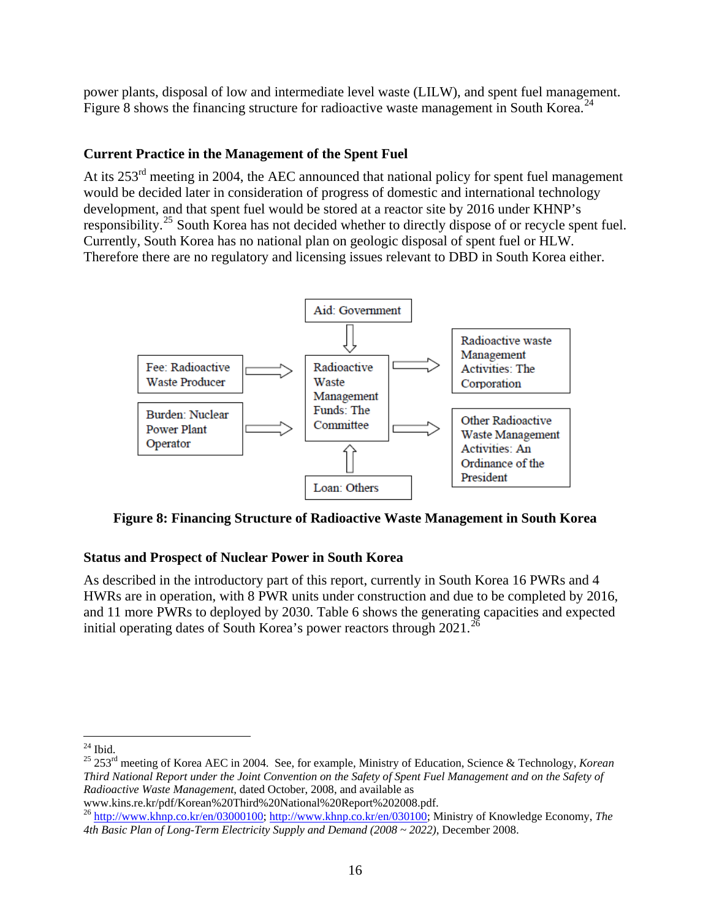power plants, disposal of low and intermediate level waste (LILW), and spent fuel management. Figure 8 shows the financing structure for radioactive waste management in South Korea.[24]

### Current Practice in the Management of the Spent Fuel

At its 253rd meeting in 2004, the AEC announced that national policy for spent fuel management would be decided later in consideration of progress of domestic and international technology development, and that spent fuel would be stored at a reactor site by 2016 under KHNP's responsibility.[25] South Korea has not decided whether to directly dispose of or recycle spent fuel. Currently, South Korea has no national plan on geologic disposal of spent fuel or HLW. Therefore there are no regulatory and licensing issues relevant to DBD in South Korea either.

Aid: Government

Fee: Radioactive Waste Producer

Burden: Nuclear Power Plant Operator

Radioactive Waste Management Funds: The Committee

Loan: Others

Radioactive waste Management Activities: The Corporation

Other Radioactive Waste Management Activities: An Ordinance of the President

**Figure 8: Financing Structure of Radioactive Waste Management in South Korea**

### Status and Prospect of Nuclear Power in South Korea

As described in the introductory part of this report, currently in South Korea 16 PWRs and 4 HWRs are in operation, with 8 PWR units under construction and due to be completed by 2016, and 11 more PWRs to deployed by 2030. Table 6 shows the generating capacities and expected initial operating dates of South Korea's power reactors through 2021.[26]

---

[24] Ibid.

[25] 253rd meeting of Korea AEC in 2004. See, for example, Ministry of Education, Science & Technology, *Korean Third National Report under the Joint Convention on the Safety of Spent Fuel Management and on the Safety of Radioactive Waste Management*, dated October, 2008, and available as www.kins.re.kr/pdf/Korean%20Third%20National%20Report%202008.pdf.

[26] http://www.khnp.co.kr/en/03000100; http://www.khnp.co.kr/en/030100; Ministry of Knowledge Economy, *The 4th Basic Plan of Long-Term Electricity Supply and Demand (2008 ~ 2022)*, December 2008.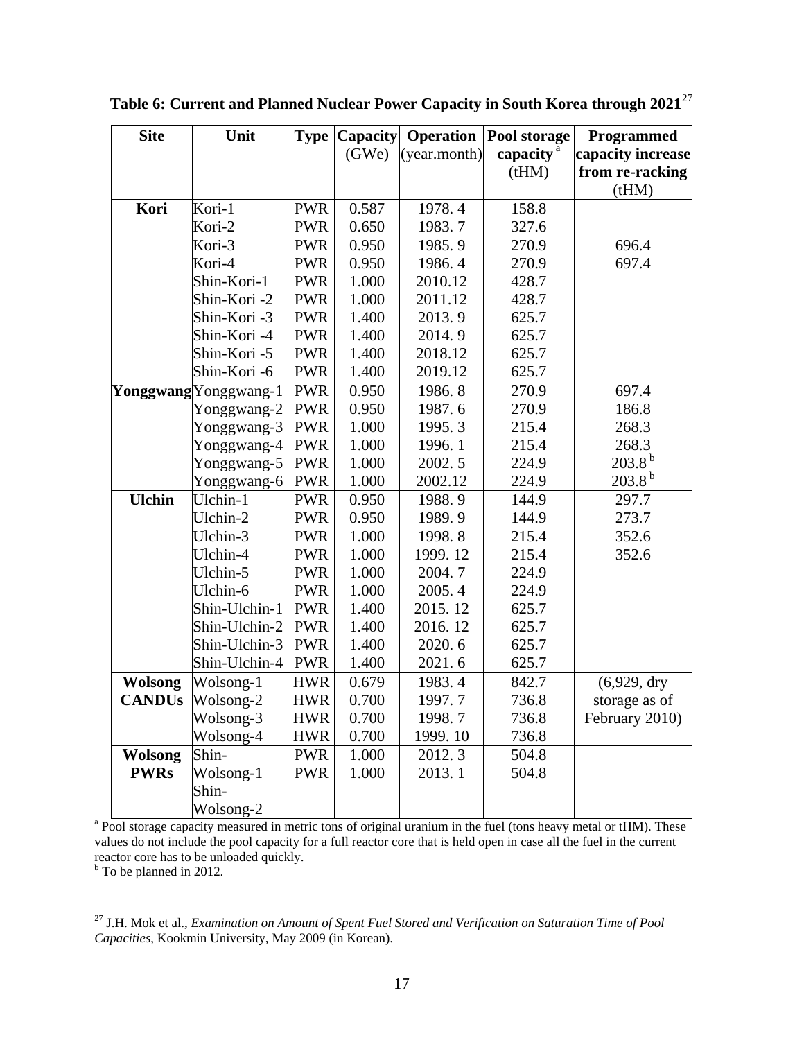**Table 6: Current and Planned Nuclear Power Capacity in South Korea through 2021**[27]

| Site | Unit | Type | Capacity (GWe) | Operation (year.month) | Pool storage capacity[a] (tHM) | Programmed capacity increase from re-racking (tHM) |
|---|---|---|---|---|---|---|
| **Kori** | Kori-1 | PWR | 0.587 | 1978. 4 | 158.8 | |
| | Kori-2 | PWR | 0.650 | 1983. 7 | 327.6 | |
| | Kori-3 | PWR | 0.950 | 1985. 9 | 270.9 | 696.4 |
| | Kori-4 | PWR | 0.950 | 1986. 4 | 270.9 | 697.4 |
| | Shin-Kori-1 | PWR | 1.000 | 2010.12 | 428.7 | |
| | Shin-Kori -2 | PWR | 1.000 | 2011.12 | 428.7 | |
| | Shin-Kori -3 | PWR | 1.400 | 2013. 9 | 625.7 | |
| | Shin-Kori -4 | PWR | 1.400 | 2014. 9 | 625.7 | |
| | Shin-Kori -5 | PWR | 1.400 | 2018.12 | 625.7 | |
| | Shin-Kori -6 | PWR | 1.400 | 2019.12 | 625.7 | |
| **Yonggwang** | Yonggwang-1 | PWR | 0.950 | 1986. 8 | 270.9 | 697.4 |
| | Yonggwang-2 | PWR | 0.950 | 1987. 6 | 270.9 | 186.8 |
| | Yonggwang-3 | PWR | 1.000 | 1995. 3 | 215.4 | 268.3 |
| | Yonggwang-4 | PWR | 1.000 | 1996. 1 | 215.4 | 268.3 |
| | Yonggwang-5 | PWR | 1.000 | 2002. 5 | 224.9 | 203.8[b] |
| | Yonggwang-6 | PWR | 1.000 | 2002.12 | 224.9 | 203.8[b] |
| **Ulchin** | Ulchin-1 | PWR | 0.950 | 1988. 9 | 144.9 | 297.7 |
| | Ulchin-2 | PWR | 0.950 | 1989. 9 | 144.9 | 273.7 |
| | Ulchin-3 | PWR | 1.000 | 1998. 8 | 215.4 | 352.6 |
| | Ulchin-4 | PWR | 1.000 | 1999. 12 | 215.4 | 352.6 |
| | Ulchin-5 | PWR | 1.000 | 2004. 7 | 224.9 | |
| | Ulchin-6 | PWR | 1.000 | 2005. 4 | 224.9 | |
| | Shin-Ulchin-1 | PWR | 1.400 | 2015. 12 | 625.7 | |
| | Shin-Ulchin-2 | PWR | 1.400 | 2016. 12 | 625.7 | |
| | Shin-Ulchin-3 | PWR | 1.400 | 2020. 6 | 625.7 | |
| | Shin-Ulchin-4 | PWR | 1.400 | 2021. 6 | 625.7 | |
| **Wolsong CANDUs** | Wolsong-1 | HWR | 0.679 | 1983. 4 | 842.7 | (6,929, dry storage as of February 2010) |
| | Wolsong-2 | HWR | 0.700 | 1997. 7 | 736.8 | |
| | Wolsong-3 | HWR | 0.700 | 1998. 7 | 736.8 | |
| | Wolsong-4 | HWR | 0.700 | 1999. 10 | 736.8 | |
| **Wolsong PWRs** | Shin-Wolsong-1 | PWR | 1.000 | 2012. 3 | 504.8 | |
| | Shin-Wolsong-2 | PWR | 1.000 | 2013. 1 | 504.8 | |

[a] Pool storage capacity measured in metric tons of original uranium in the fuel (tons heavy metal or tHM). These values do not include the pool capacity for a full reactor core that is held open in case all the fuel in the current reactor core has to be unloaded quickly.
[b] To be planned in 2012.

[27] J.H. Mok et al., *Examination on Amount of Spent Fuel Stored and Verification on Saturation Time of Pool Capacities*, Kookmin University, May 2009 (in Korean).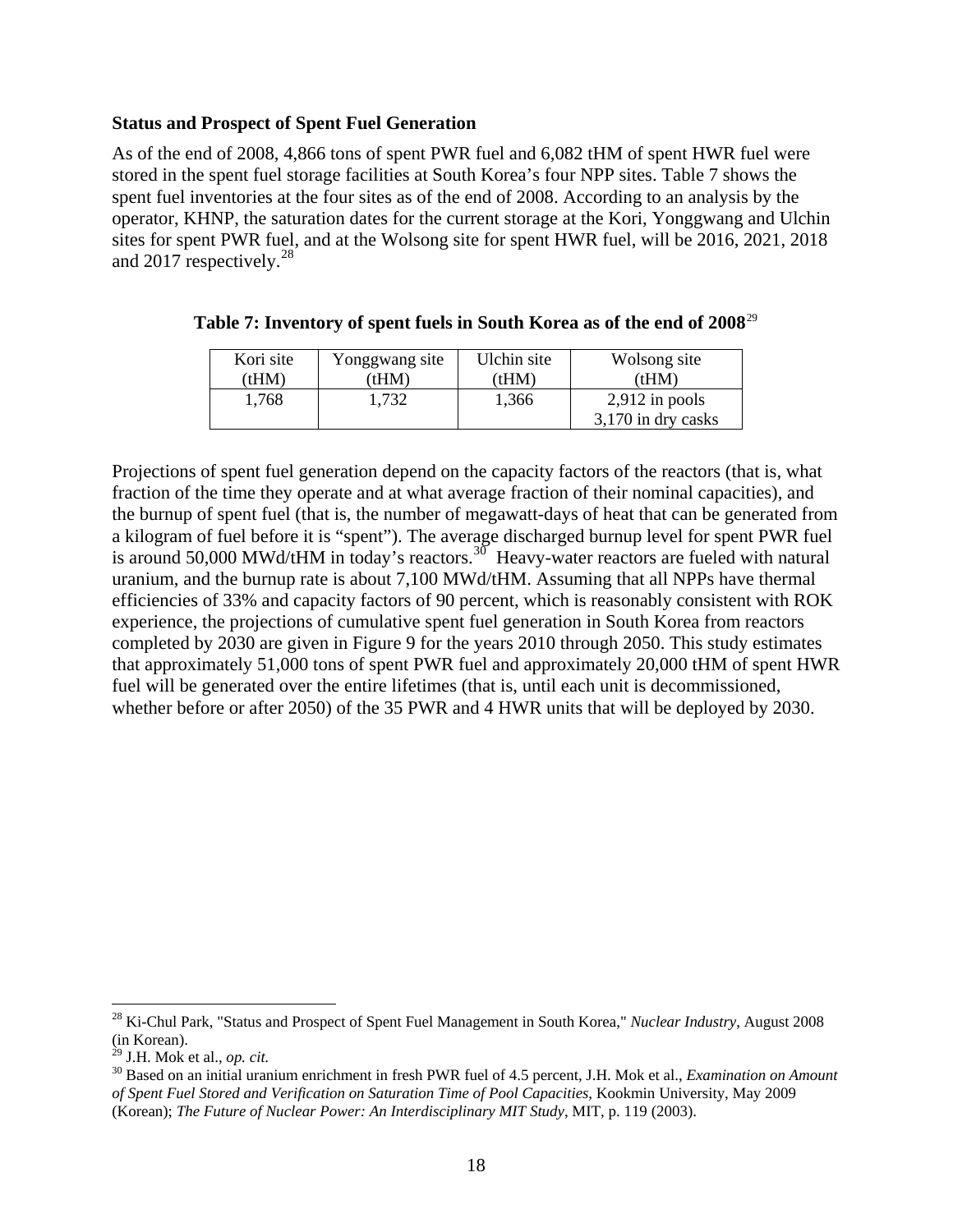**Status and Prospect of Spent Fuel Generation**

As of the end of 2008, 4,866 tons of spent PWR fuel and 6,082 tHM of spent HWR fuel were stored in the spent fuel storage facilities at South Korea's four NPP sites. Table 7 shows the spent fuel inventories at the four sites as of the end of 2008. According to an analysis by the operator, KHNP, the saturation dates for the current storage at the Kori, Yonggwang and Ulchin sites for spent PWR fuel, and at the Wolsong site for spent HWR fuel, will be 2016, 2021, 2018 and 2017 respectively.[28]

**Table 7: Inventory of spent fuels in South Korea as of the end of 2008**[29]

| Kori site (tHM) | Yonggwang site (tHM) | Ulchin site (tHM) | Wolsong site (tHM) |
|---|---|---|---|
| 1,768 | 1,732 | 1,366 | 2,912 in pools<br>3,170 in dry casks |

Projections of spent fuel generation depend on the capacity factors of the reactors (that is, what fraction of the time they operate and at what average fraction of their nominal capacities), and the burnup of spent fuel (that is, the number of megawatt-days of heat that can be generated from a kilogram of fuel before it is "spent"). The average discharged burnup level for spent PWR fuel is around 50,000 MWd/tHM in today's reactors.[30] Heavy-water reactors are fueled with natural uranium, and the burnup rate is about 7,100 MWd/tHM. Assuming that all NPPs have thermal efficiencies of 33% and capacity factors of 90 percent, which is reasonably consistent with ROK experience, the projections of cumulative spent fuel generation in South Korea from reactors completed by 2030 are given in Figure 9 for the years 2010 through 2050. This study estimates that approximately 51,000 tons of spent PWR fuel and approximately 20,000 tHM of spent HWR fuel will be generated over the entire lifetimes (that is, until each unit is decommissioned, whether before or after 2050) of the 35 PWR and 4 HWR units that will be deployed by 2030.

---

[28] Ki-Chul Park, "Status and Prospect of Spent Fuel Management in South Korea," *Nuclear Industry*, August 2008 (in Korean).

[29] J.H. Mok et al., *op. cit.*

[30] Based on an initial uranium enrichment in fresh PWR fuel of 4.5 percent, J.H. Mok et al., *Examination on Amount of Spent Fuel Stored and Verification on Saturation Time of Pool Capacities*, Kookmin University, May 2009 (Korean); *The Future of Nuclear Power: An Interdisciplinary MIT Study*, MIT, p. 119 (2003).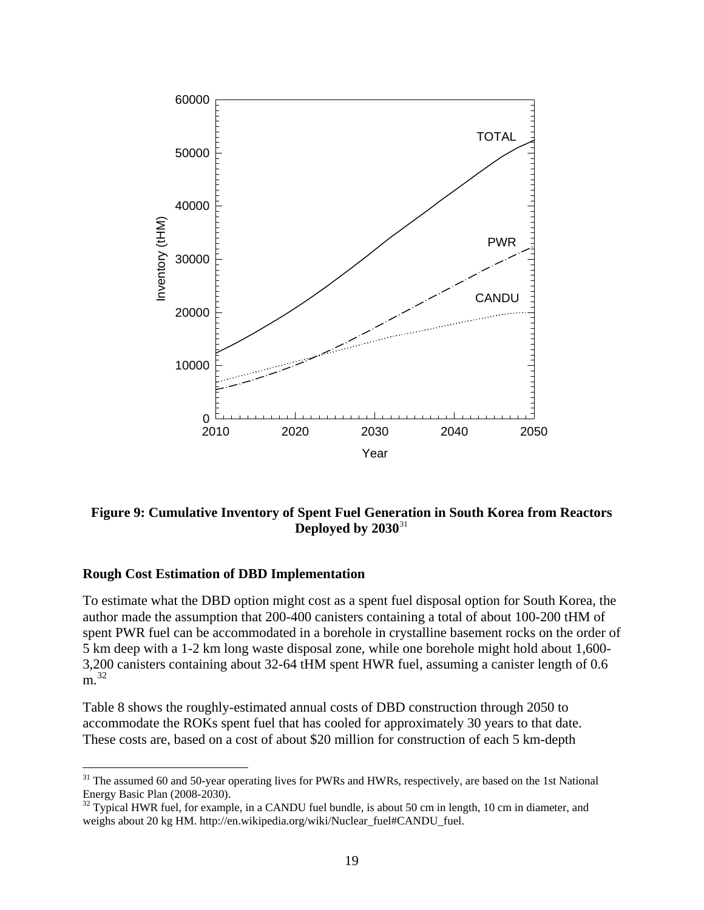**Figure 9: Cumulative Inventory of Spent Fuel Generation in South Korea from Reactors Deployed by 2030**[31]

**Rough Cost Estimation of DBD Implementation**

To estimate what the DBD option might cost as a spent fuel disposal option for South Korea, the author made the assumption that 200-400 canisters containing a total of about 100-200 tHM of spent PWR fuel can be accommodated in a borehole in crystalline basement rocks on the order of 5 km deep with a 1-2 km long waste disposal zone, while one borehole might hold about 1,600-3,200 canisters containing about 32-64 tHM spent HWR fuel, assuming a canister length of 0.6 m.[32]

Table 8 shows the roughly-estimated annual costs of DBD construction through 2050 to accommodate the ROKs spent fuel that has cooled for approximately 30 years to that date. These costs are, based on a cost of about $20 million for construction of each 5 km-depth

---

[31] The assumed 60 and 50-year operating lives for PWRs and HWRs, respectively, are based on the 1st National Energy Basic Plan (2008-2030).

[32] Typical HWR fuel, for example, in a CANDU fuel bundle, is about 50 cm in length, 10 cm in diameter, and weighs about 20 kg HM. http://en.wikipedia.org/wiki/Nuclear_fuel#CANDU_fuel.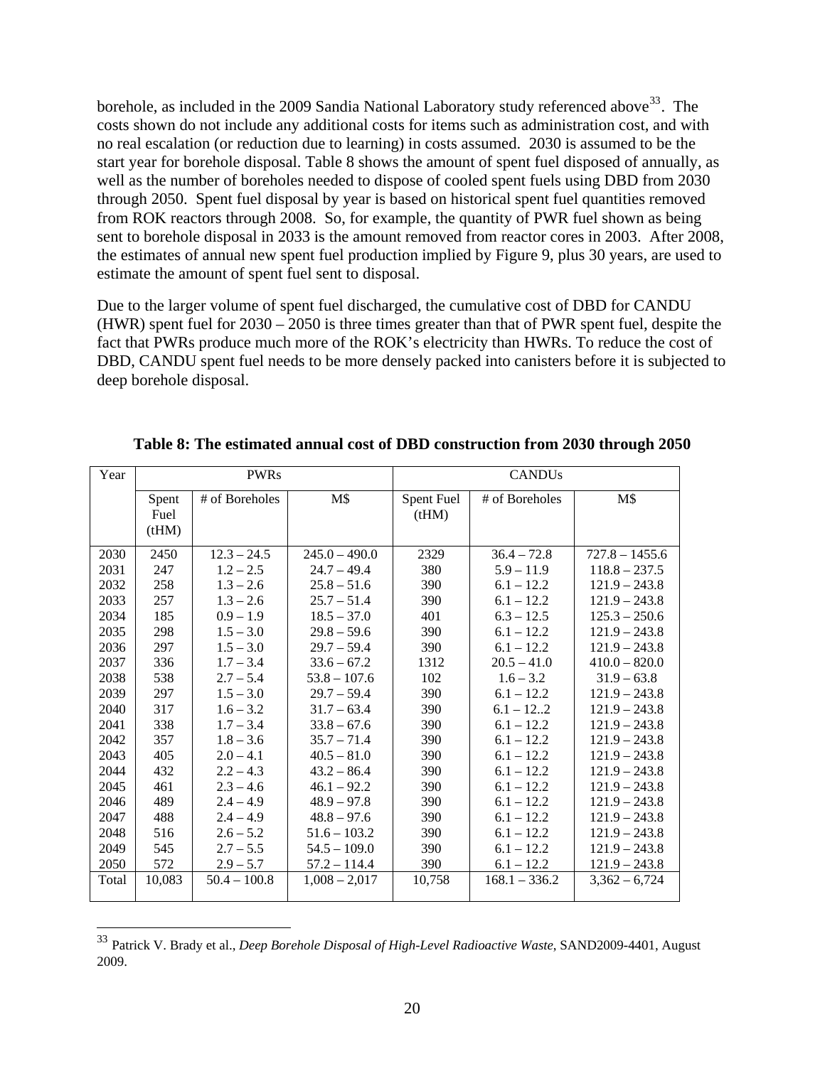borehole, as included in the 2009 Sandia National Laboratory study referenced above[33]. The costs shown do not include any additional costs for items such as administration cost, and with no real escalation (or reduction due to learning) in costs assumed. 2030 is assumed to be the start year for borehole disposal. Table 8 shows the amount of spent fuel disposed of annually, as well as the number of boreholes needed to dispose of cooled spent fuels using DBD from 2030 through 2050. Spent fuel disposal by year is based on historical spent fuel quantities removed from ROK reactors through 2008. So, for example, the quantity of PWR fuel shown as being sent to borehole disposal in 2033 is the amount removed from reactor cores in 2003. After 2008, the estimates of annual new spent fuel production implied by Figure 9, plus 30 years, are used to estimate the amount of spent fuel sent to disposal.

Due to the larger volume of spent fuel discharged, the cumulative cost of DBD for CANDU (HWR) spent fuel for 2030 – 2050 is three times greater than that of PWR spent fuel, despite the fact that PWRs produce much more of the ROK's electricity than HWRs. To reduce the cost of DBD, CANDU spent fuel needs to be more densely packed into canisters before it is subjected to deep borehole disposal.

**Table 8: The estimated annual cost of DBD construction from 2030 through 2050**

| Year | PWRs | | | CANDUs | | |
|---|---|---|---|---|---|---|
| | Spent Fuel (tHM) | # of Boreholes | M$ | Spent Fuel (tHM) | # of Boreholes | M$ |
| 2030 | 2450 | 12.3 – 24.5 | 245.0 – 490.0 | 2329 | 36.4 – 72.8 | 727.8 – 1455.6 |
| 2031 | 247 | 1.2 – 2.5 | 24.7 – 49.4 | 380 | 5.9 – 11.9 | 118.8 – 237.5 |
| 2032 | 258 | 1.3 – 2.6 | 25.8 – 51.6 | 390 | 6.1 – 12.2 | 121.9 – 243.8 |
| 2033 | 257 | 1.3 – 2.6 | 25.7 – 51.4 | 390 | 6.1 – 12.2 | 121.9 – 243.8 |
| 2034 | 185 | 0.9 – 1.9 | 18.5 – 37.0 | 401 | 6.3 – 12.5 | 125.3 – 250.6 |
| 2035 | 298 | 1.5 – 3.0 | 29.8 – 59.6 | 390 | 6.1 – 12.2 | 121.9 – 243.8 |
| 2036 | 297 | 1.5 – 3.0 | 29.7 – 59.4 | 390 | 6.1 – 12.2 | 121.9 – 243.8 |
| 2037 | 336 | 1.7 – 3.4 | 33.6 – 67.2 | 1312 | 20.5 – 41.0 | 410.0 – 820.0 |
| 2038 | 538 | 2.7 – 5.4 | 53.8 – 107.6 | 102 | 1.6 – 3.2 | 31.9 – 63.8 |
| 2039 | 297 | 1.5 – 3.0 | 29.7 – 59.4 | 390 | 6.1 – 12.2 | 121.9 – 243.8 |
| 2040 | 317 | 1.6 – 3.2 | 31.7 – 63.4 | 390 | 6.1 – 12..2 | 121.9 – 243.8 |
| 2041 | 338 | 1.7 – 3.4 | 33.8 – 67.6 | 390 | 6.1 – 12.2 | 121.9 – 243.8 |
| 2042 | 357 | 1.8 – 3.6 | 35.7 – 71.4 | 390 | 6.1 – 12.2 | 121.9 – 243.8 |
| 2043 | 405 | 2.0 – 4.1 | 40.5 – 81.0 | 390 | 6.1 – 12.2 | 121.9 – 243.8 |
| 2044 | 432 | 2.2 – 4.3 | 43.2 – 86.4 | 390 | 6.1 – 12.2 | 121.9 – 243.8 |
| 2045 | 461 | 2.3 – 4.6 | 46.1 – 92.2 | 390 | 6.1 – 12.2 | 121.9 – 243.8 |
| 2046 | 489 | 2.4 – 4.9 | 48.9 – 97.8 | 390 | 6.1 – 12.2 | 121.9 – 243.8 |
| 2047 | 488 | 2.4 – 4.9 | 48.8 – 97.6 | 390 | 6.1 – 12.2 | 121.9 – 243.8 |
| 2048 | 516 | 2.6 – 5.2 | 51.6 – 103.2 | 390 | 6.1 – 12.2 | 121.9 – 243.8 |
| 2049 | 545 | 2.7 – 5.5 | 54.5 – 109.0 | 390 | 6.1 – 12.2 | 121.9 – 243.8 |
| 2050 | 572 | 2.9 – 5.7 | 57.2 – 114.4 | 390 | 6.1 – 12.2 | 121.9 – 243.8 |
| Total | 10,083 | 50.4 – 100.8 | 1,008 – 2,017 | 10,758 | 168.1 – 336.2 | 3,362 – 6,724 |

[33] Patrick V. Brady et al., *Deep Borehole Disposal of High-Level Radioactive Waste*, SAND2009-4401, August 2009.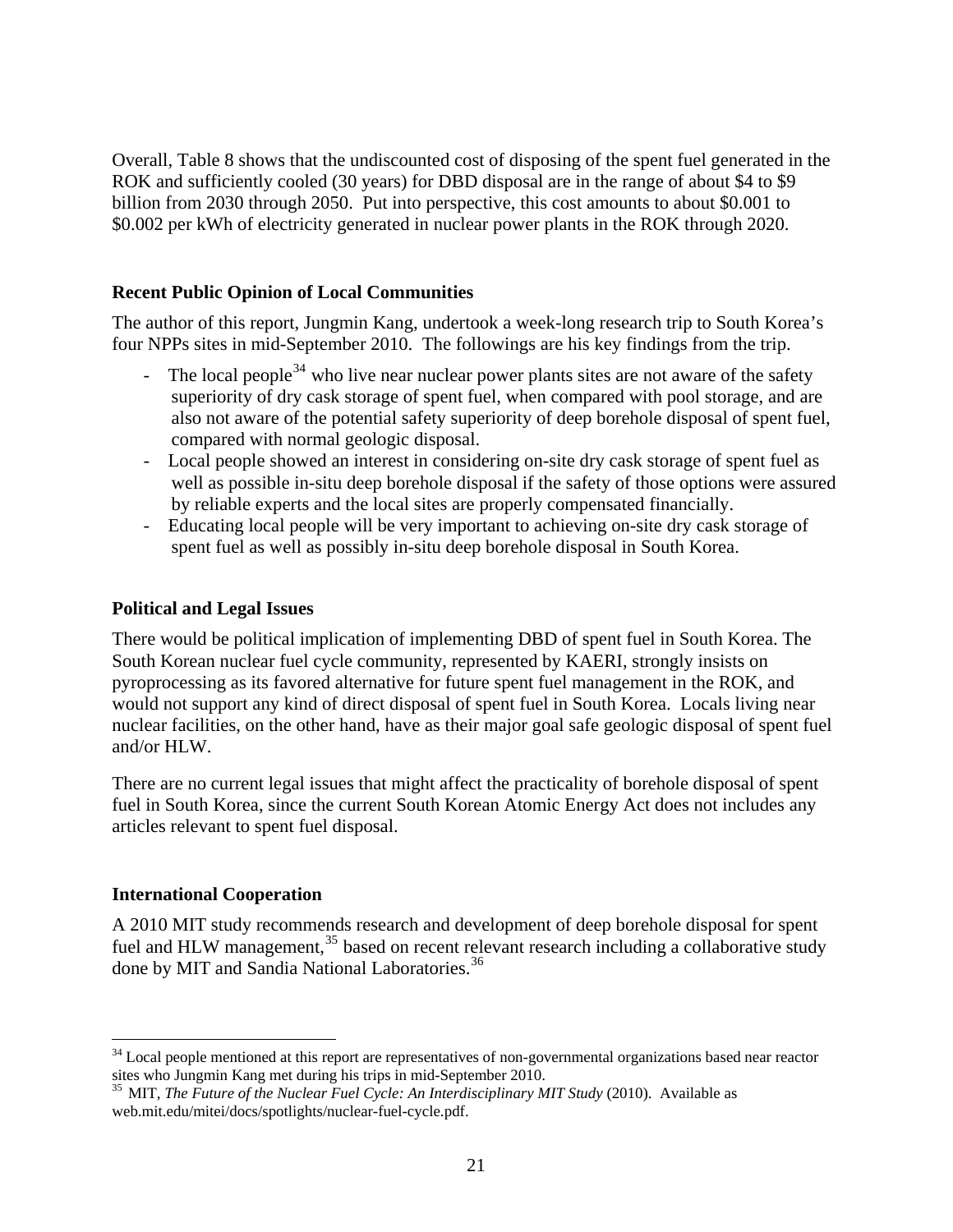Overall, Table 8 shows that the undiscounted cost of disposing of the spent fuel generated in the ROK and sufficiently cooled (30 years) for DBD disposal are in the range of about $4 to $9 billion from 2030 through 2050. Put into perspective, this cost amounts to about $0.001 to $0.002 per kWh of electricity generated in nuclear power plants in the ROK through 2020.

### Recent Public Opinion of Local Communities

The author of this report, Jungmin Kang, undertook a week-long research trip to South Korea's four NPPs sites in mid-September 2010. The followings are his key findings from the trip.

- The local people[34] who live near nuclear power plants sites are not aware of the safety superiority of dry cask storage of spent fuel, when compared with pool storage, and are also not aware of the potential safety superiority of deep borehole disposal of spent fuel, compared with normal geologic disposal.
- Local people showed an interest in considering on-site dry cask storage of spent fuel as well as possible in-situ deep borehole disposal if the safety of those options were assured by reliable experts and the local sites are properly compensated financially.
- Educating local people will be very important to achieving on-site dry cask storage of spent fuel as well as possibly in-situ deep borehole disposal in South Korea.

### Political and Legal Issues

There would be political implication of implementing DBD of spent fuel in South Korea. The South Korean nuclear fuel cycle community, represented by KAERI, strongly insists on pyroprocessing as its favored alternative for future spent fuel management in the ROK, and would not support any kind of direct disposal of spent fuel in South Korea. Locals living near nuclear facilities, on the other hand, have as their major goal safe geologic disposal of spent fuel and/or HLW.

There are no current legal issues that might affect the practicality of borehole disposal of spent fuel in South Korea, since the current South Korean Atomic Energy Act does not includes any articles relevant to spent fuel disposal.

### International Cooperation

A 2010 MIT study recommends research and development of deep borehole disposal for spent fuel and HLW management,[35] based on recent relevant research including a collaborative study done by MIT and Sandia National Laboratories.[36]

---

[34] Local people mentioned at this report are representatives of non-governmental organizations based near reactor sites who Jungmin Kang met during his trips in mid-September 2010.

[35] MIT, *The Future of the Nuclear Fuel Cycle: An Interdisciplinary MIT Study* (2010). Available as web.mit.edu/mitei/docs/spotlights/nuclear-fuel-cycle.pdf.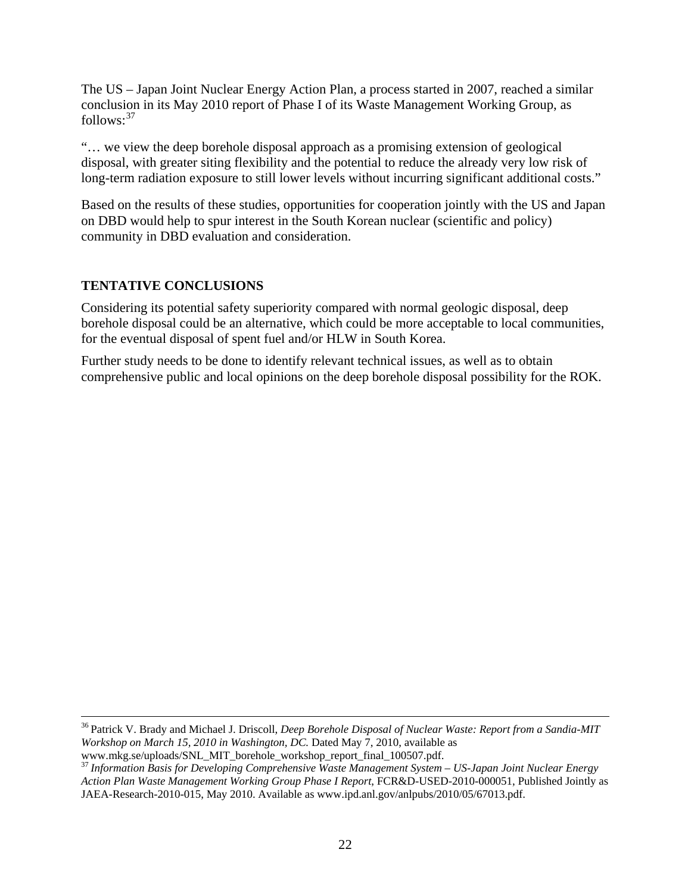The US – Japan Joint Nuclear Energy Action Plan, a process started in 2007, reached a similar conclusion in its May 2010 report of Phase I of its Waste Management Working Group, as follows:[37]

"… we view the deep borehole disposal approach as a promising extension of geological disposal, with greater siting flexibility and the potential to reduce the already very low risk of long-term radiation exposure to still lower levels without incurring significant additional costs."

Based on the results of these studies, opportunities for cooperation jointly with the US and Japan on DBD would help to spur interest in the South Korean nuclear (scientific and policy) community in DBD evaluation and consideration.

## TENTATIVE CONCLUSIONS

Considering its potential safety superiority compared with normal geologic disposal, deep borehole disposal could be an alternative, which could be more acceptable to local communities, for the eventual disposal of spent fuel and/or HLW in South Korea.

Further study needs to be done to identify relevant technical issues, as well as to obtain comprehensive public and local opinions on the deep borehole disposal possibility for the ROK.

---

[36] Patrick V. Brady and Michael J. Driscoll, *Deep Borehole Disposal of Nuclear Waste: Report from a Sandia-MIT Workshop on March 15, 2010 in Washington, DC.* Dated May 7, 2010, available as www.mkg.se/uploads/SNL_MIT_borehole_workshop_report_final_100507.pdf.

[37] *Information Basis for Developing Comprehensive Waste Management System – US-Japan Joint Nuclear Energy Action Plan Waste Management Working Group Phase I Report*, FCR&D-USED-2010-000051, Published Jointly as JAEA-Research-2010-015, May 2010. Available as www.ipd.anl.gov/anlpubs/2010/05/67013.pdf.